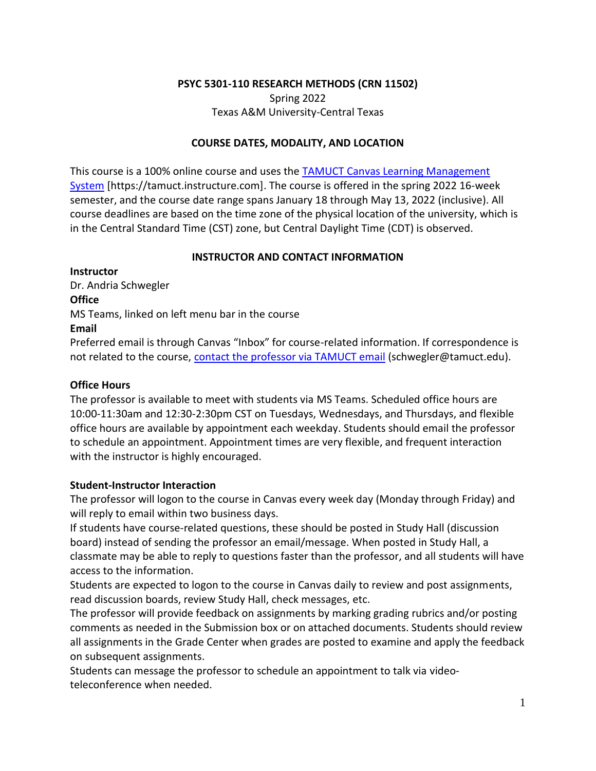# PSYC 5301-110 RESEARCH METHODS (CRN 11502)

Spring 2022
Texas A&M University-Central Texas

## COURSE DATES, MODALITY, AND LOCATION

This course is a 100% online course and uses the [TAMUCT Canvas Learning Management System](https://tamuct.instructure.com) [https://tamuct.instructure.com]. The course is offered in the spring 2022 16-week semester, and the course date range spans January 18 through May 13, 2022 (inclusive). All course deadlines are based on the time zone of the physical location of the university, which is in the Central Standard Time (CST) zone, but Central Daylight Time (CDT) is observed.

## INSTRUCTOR AND CONTACT INFORMATION

**Instructor**
Dr. Andria Schwegler

**Office**
MS Teams, linked on left menu bar in the course

**Email**
Preferred email is through Canvas "Inbox" for course-related information. If correspondence is not related to the course, [contact the professor via TAMUCT email](mailto:schwegler@tamuct.edu) (schwegler@tamuct.edu).

### Office Hours

The professor is available to meet with students via MS Teams. Scheduled office hours are 10:00-11:30am and 12:30-2:30pm CST on Tuesdays, Wednesdays, and Thursdays, and flexible office hours are available by appointment each weekday. Students should email the professor to schedule an appointment. Appointment times are very flexible, and frequent interaction with the instructor is highly encouraged.

### Student-Instructor Interaction

The professor will logon to the course in Canvas every week day (Monday through Friday) and will reply to email within two business days.

If students have course-related questions, these should be posted in Study Hall (discussion board) instead of sending the professor an email/message. When posted in Study Hall, a classmate may be able to reply to questions faster than the professor, and all students will have access to the information.

Students are expected to logon to the course in Canvas daily to review and post assignments, read discussion boards, review Study Hall, check messages, etc.

The professor will provide feedback on assignments by marking grading rubrics and/or posting comments as needed in the Submission box or on attached documents. Students should review all assignments in the Grade Center when grades are posted to examine and apply the feedback on subsequent assignments.

Students can message the professor to schedule an appointment to talk via video-teleconference when needed.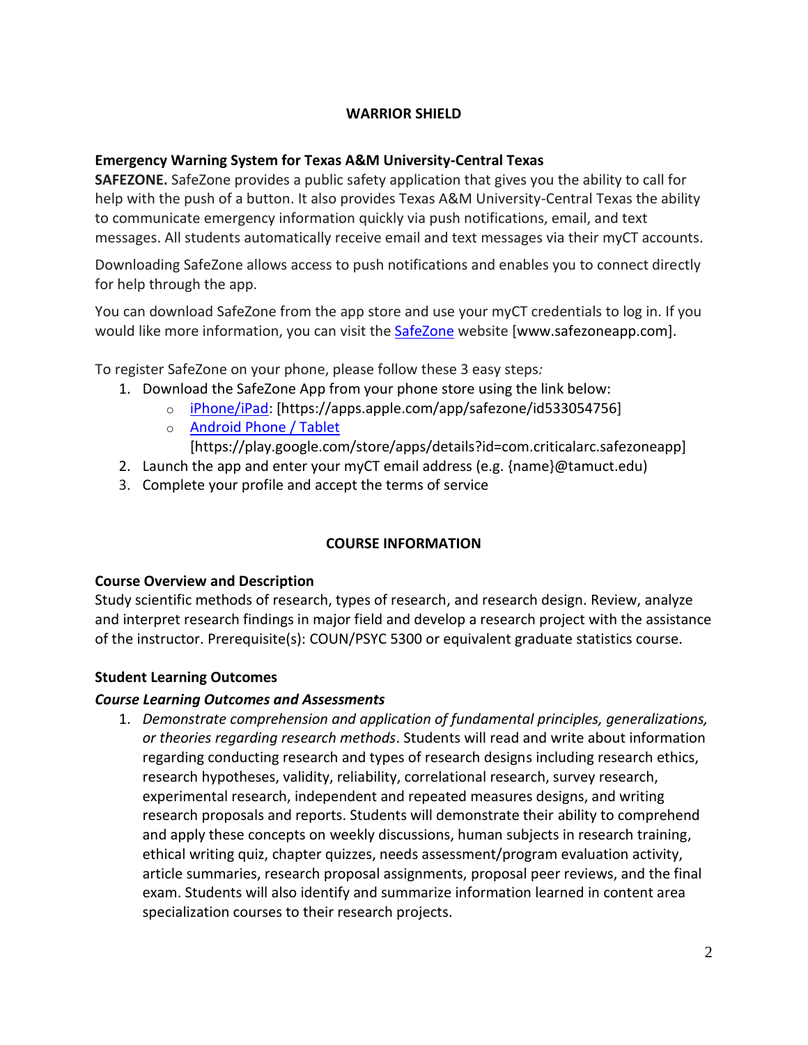## WARRIOR SHIELD

### Emergency Warning System for Texas A&M University-Central Texas

**SAFEZONE.** SafeZone provides a public safety application that gives you the ability to call for help with the push of a button. It also provides Texas A&M University-Central Texas the ability to communicate emergency information quickly via push notifications, email, and text messages. All students automatically receive email and text messages via their myCT accounts.

Downloading SafeZone allows access to push notifications and enables you to connect directly for help through the app.

You can download SafeZone from the app store and use your myCT credentials to log in. If you would like more information, you can visit the SafeZone website [www.safezoneapp.com].

To register SafeZone on your phone, please follow these 3 easy steps*:*

1. Download the SafeZone App from your phone store using the link below:
   - iPhone/iPad: [https://apps.apple.com/app/safezone/id533054756]
   - Android Phone / Tablet [https://play.google.com/store/apps/details?id=com.criticalarc.safezoneapp]
2. Launch the app and enter your myCT email address (e.g. {name}@tamuct.edu)
3. Complete your profile and accept the terms of service

## COURSE INFORMATION

### Course Overview and Description

Study scientific methods of research, types of research, and research design. Review, analyze and interpret research findings in major field and develop a research project with the assistance of the instructor. Prerequisite(s): COUN/PSYC 5300 or equivalent graduate statistics course.

### Student Learning Outcomes

#### *Course Learning Outcomes and Assessments*

1. *Demonstrate comprehension and application of fundamental principles, generalizations, or theories regarding research methods*. Students will read and write about information regarding conducting research and types of research designs including research ethics, research hypotheses, validity, reliability, correlational research, survey research, experimental research, independent and repeated measures designs, and writing research proposals and reports. Students will demonstrate their ability to comprehend and apply these concepts on weekly discussions, human subjects in research training, ethical writing quiz, chapter quizzes, needs assessment/program evaluation activity, article summaries, research proposal assignments, proposal peer reviews, and the final exam. Students will also identify and summarize information learned in content area specialization courses to their research projects.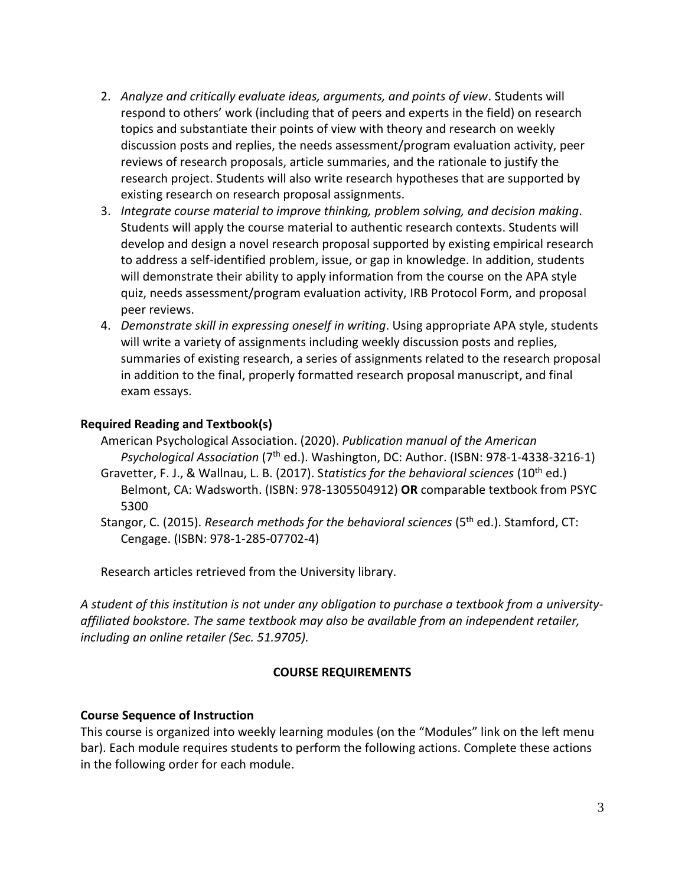2. *Analyze and critically evaluate ideas, arguments, and points of view*. Students will respond to others' work (including that of peers and experts in the field) on research topics and substantiate their points of view with theory and research on weekly discussion posts and replies, the needs assessment/program evaluation activity, peer reviews of research proposals, article summaries, and the rationale to justify the research project. Students will also write research hypotheses that are supported by existing research on research proposal assignments.
3. *Integrate course material to improve thinking, problem solving, and decision making*. Students will apply the course material to authentic research contexts. Students will develop and design a novel research proposal supported by existing empirical research to address a self-identified problem, issue, or gap in knowledge. In addition, students will demonstrate their ability to apply information from the course on the APA style quiz, needs assessment/program evaluation activity, IRB Protocol Form, and proposal peer reviews.
4. *Demonstrate skill in expressing oneself in writing*. Using appropriate APA style, students will write a variety of assignments including weekly discussion posts and replies, summaries of existing research, a series of assignments related to the research proposal in addition to the final, properly formatted research proposal manuscript, and final exam essays.

### Required Reading and Textbook(s)

American Psychological Association. (2020). *Publication manual of the American Psychological Association* (7th ed.). Washington, DC: Author. (ISBN: 978-1-4338-3216-1)

Gravetter, F. J., & Wallnau, L. B. (2017). *Statistics for the behavioral sciences* (10th ed.) Belmont, CA: Wadsworth. (ISBN: 978-1305504912) **OR** comparable textbook from PSYC 5300

Stangor, C. (2015). *Research methods for the behavioral sciences* (5th ed.). Stamford, CT: Cengage. (ISBN: 978-1-285-07702-4)

Research articles retrieved from the University library.

*A student of this institution is not under any obligation to purchase a textbook from a university-affiliated bookstore. The same textbook may also be available from an independent retailer, including an online retailer (Sec. 51.9705).*

## COURSE REQUIREMENTS

### Course Sequence of Instruction

This course is organized into weekly learning modules (on the "Modules" link on the left menu bar). Each module requires students to perform the following actions. Complete these actions in the following order for each module.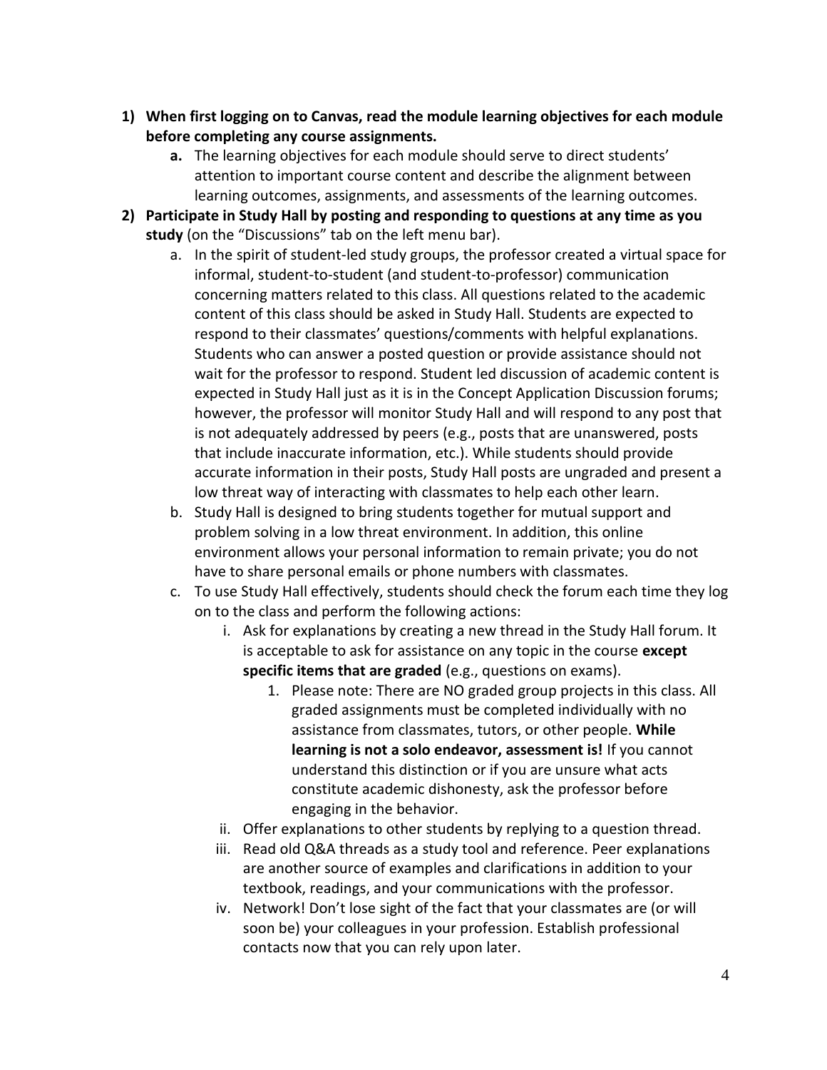1) **When first logging on to Canvas, read the module learning objectives for each module before completing any course assignments.**
    a. The learning objectives for each module should serve to direct students' attention to important course content and describe the alignment between learning outcomes, assignments, and assessments of the learning outcomes.
2) **Participate in Study Hall by posting and responding to questions at any time as you study** (on the "Discussions" tab on the left menu bar).
    a. In the spirit of student-led study groups, the professor created a virtual space for informal, student-to-student (and student-to-professor) communication concerning matters related to this class. All questions related to the academic content of this class should be asked in Study Hall. Students are expected to respond to their classmates' questions/comments with helpful explanations. Students who can answer a posted question or provide assistance should not wait for the professor to respond. Student led discussion of academic content is expected in Study Hall just as it is in the Concept Application Discussion forums; however, the professor will monitor Study Hall and will respond to any post that is not adequately addressed by peers (e.g., posts that are unanswered, posts that include inaccurate information, etc.). While students should provide accurate information in their posts, Study Hall posts are ungraded and present a low threat way of interacting with classmates to help each other learn.
    b. Study Hall is designed to bring students together for mutual support and problem solving in a low threat environment. In addition, this online environment allows your personal information to remain private; you do not have to share personal emails or phone numbers with classmates.
    c. To use Study Hall effectively, students should check the forum each time they log on to the class and perform the following actions:
        i. Ask for explanations by creating a new thread in the Study Hall forum. It is acceptable to ask for assistance on any topic in the course **except specific items that are graded** (e.g., questions on exams).
            1. Please note: There are NO graded group projects in this class. All graded assignments must be completed individually with no assistance from classmates, tutors, or other people. **While learning is not a solo endeavor, assessment is!** If you cannot understand this distinction or if you are unsure what acts constitute academic dishonesty, ask the professor before engaging in the behavior.
        ii. Offer explanations to other students by replying to a question thread.
        iii. Read old Q&A threads as a study tool and reference. Peer explanations are another source of examples and clarifications in addition to your textbook, readings, and your communications with the professor.
        iv. Network! Don't lose sight of the fact that your classmates are (or will soon be) your colleagues in your profession. Establish professional contacts now that you can rely upon later.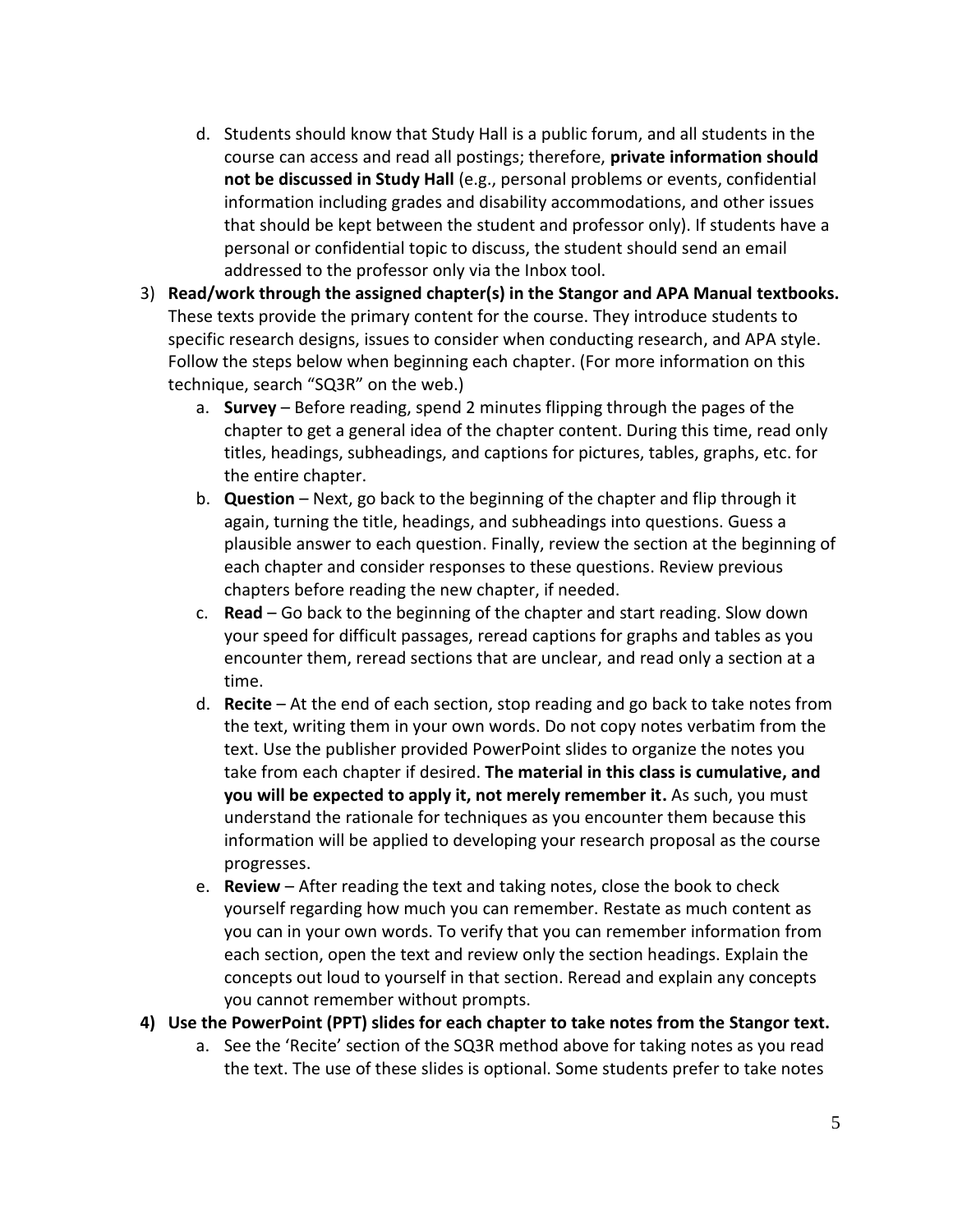d. Students should know that Study Hall is a public forum, and all students in the course can access and read all postings; therefore, **private information should not be discussed in Study Hall** (e.g., personal problems or events, confidential information including grades and disability accommodations, and other issues that should be kept between the student and professor only). If students have a personal or confidential topic to discuss, the student should send an email addressed to the professor only via the Inbox tool.

3) **Read/work through the assigned chapter(s) in the Stangor and APA Manual textbooks.** These texts provide the primary content for the course. They introduce students to specific research designs, issues to consider when conducting research, and APA style. Follow the steps below when beginning each chapter. (For more information on this technique, search "SQ3R" on the web.)
   a. **Survey** – Before reading, spend 2 minutes flipping through the pages of the chapter to get a general idea of the chapter content. During this time, read only titles, headings, subheadings, and captions for pictures, tables, graphs, etc. for the entire chapter.
   b. **Question** – Next, go back to the beginning of the chapter and flip through it again, turning the title, headings, and subheadings into questions. Guess a plausible answer to each question. Finally, review the section at the beginning of each chapter and consider responses to these questions. Review previous chapters before reading the new chapter, if needed.
   c. **Read** – Go back to the beginning of the chapter and start reading. Slow down your speed for difficult passages, reread captions for graphs and tables as you encounter them, reread sections that are unclear, and read only a section at a time.
   d. **Recite** – At the end of each section, stop reading and go back to take notes from the text, writing them in your own words. Do not copy notes verbatim from the text. Use the publisher provided PowerPoint slides to organize the notes you take from each chapter if desired. **The material in this class is cumulative, and you will be expected to apply it, not merely remember it.** As such, you must understand the rationale for techniques as you encounter them because this information will be applied to developing your research proposal as the course progresses.
   e. **Review** – After reading the text and taking notes, close the book to check yourself regarding how much you can remember. Restate as much content as you can in your own words. To verify that you can remember information from each section, open the text and review only the section headings. Explain the concepts out loud to yourself in that section. Reread and explain any concepts you cannot remember without prompts.

4) **Use the PowerPoint (PPT) slides for each chapter to take notes from the Stangor text.**
   a. See the 'Recite' section of the SQ3R method above for taking notes as you read the text. The use of these slides is optional. Some students prefer to take notes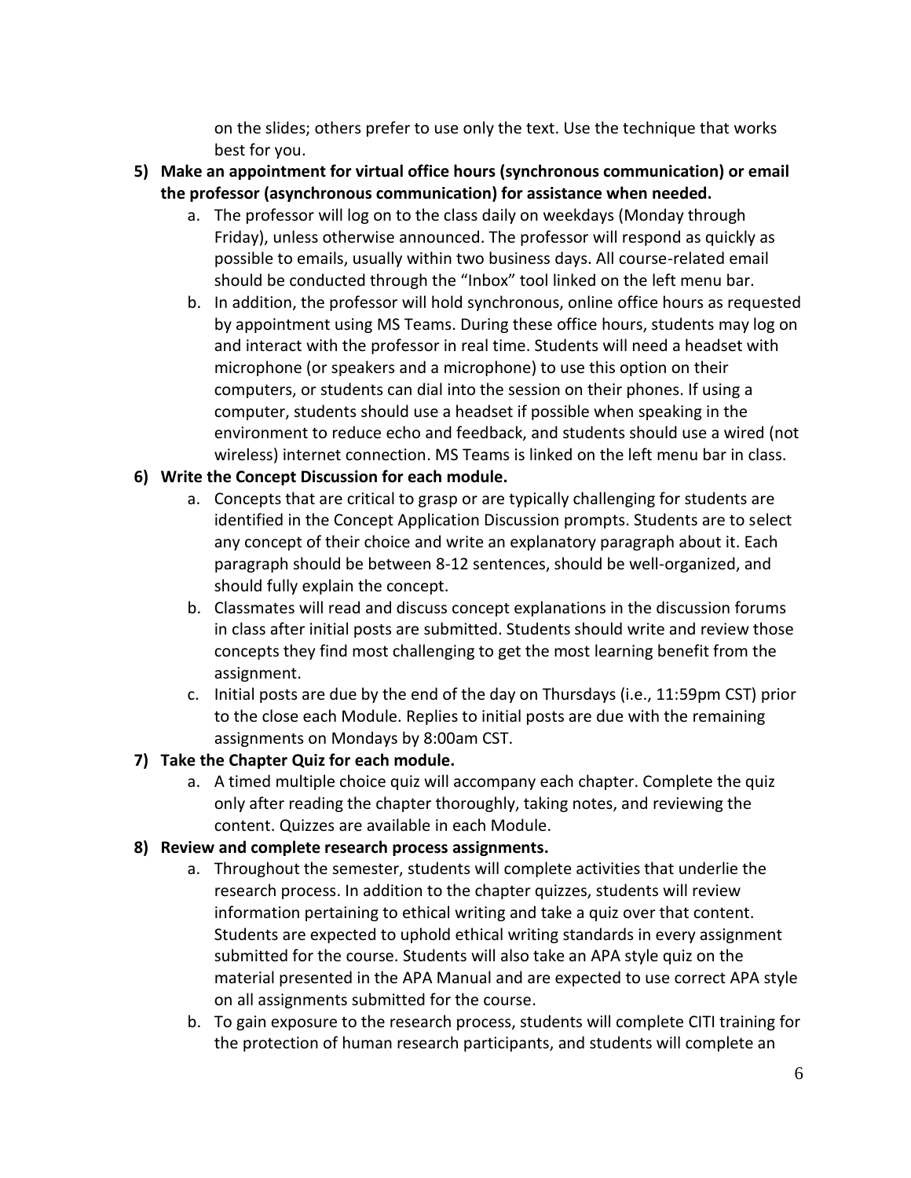on the slides; others prefer to use only the text. Use the technique that works best for you.

5) **Make an appointment for virtual office hours (synchronous communication) or email the professor (asynchronous communication) for assistance when needed.**
    a. The professor will log on to the class daily on weekdays (Monday through Friday), unless otherwise announced. The professor will respond as quickly as possible to emails, usually within two business days. All course-related email should be conducted through the "Inbox" tool linked on the left menu bar.
    b. In addition, the professor will hold synchronous, online office hours as requested by appointment using MS Teams. During these office hours, students may log on and interact with the professor in real time. Students will need a headset with microphone (or speakers and a microphone) to use this option on their computers, or students can dial into the session on their phones. If using a computer, students should use a headset if possible when speaking in the environment to reduce echo and feedback, and students should use a wired (not wireless) internet connection. MS Teams is linked on the left menu bar in class.

6) **Write the Concept Discussion for each module.**
    a. Concepts that are critical to grasp or are typically challenging for students are identified in the Concept Application Discussion prompts. Students are to select any concept of their choice and write an explanatory paragraph about it. Each paragraph should be between 8-12 sentences, should be well-organized, and should fully explain the concept.
    b. Classmates will read and discuss concept explanations in the discussion forums in class after initial posts are submitted. Students should write and review those concepts they find most challenging to get the most learning benefit from the assignment.
    c. Initial posts are due by the end of the day on Thursdays (i.e., 11:59pm CST) prior to the close each Module. Replies to initial posts are due with the remaining assignments on Mondays by 8:00am CST.

7) **Take the Chapter Quiz for each module.**
    a. A timed multiple choice quiz will accompany each chapter. Complete the quiz only after reading the chapter thoroughly, taking notes, and reviewing the content. Quizzes are available in each Module.

8) **Review and complete research process assignments.**
    a. Throughout the semester, students will complete activities that underlie the research process. In addition to the chapter quizzes, students will review information pertaining to ethical writing and take a quiz over that content. Students are expected to uphold ethical writing standards in every assignment submitted for the course. Students will also take an APA style quiz on the material presented in the APA Manual and are expected to use correct APA style on all assignments submitted for the course.
    b. To gain exposure to the research process, students will complete CITI training for the protection of human research participants, and students will complete an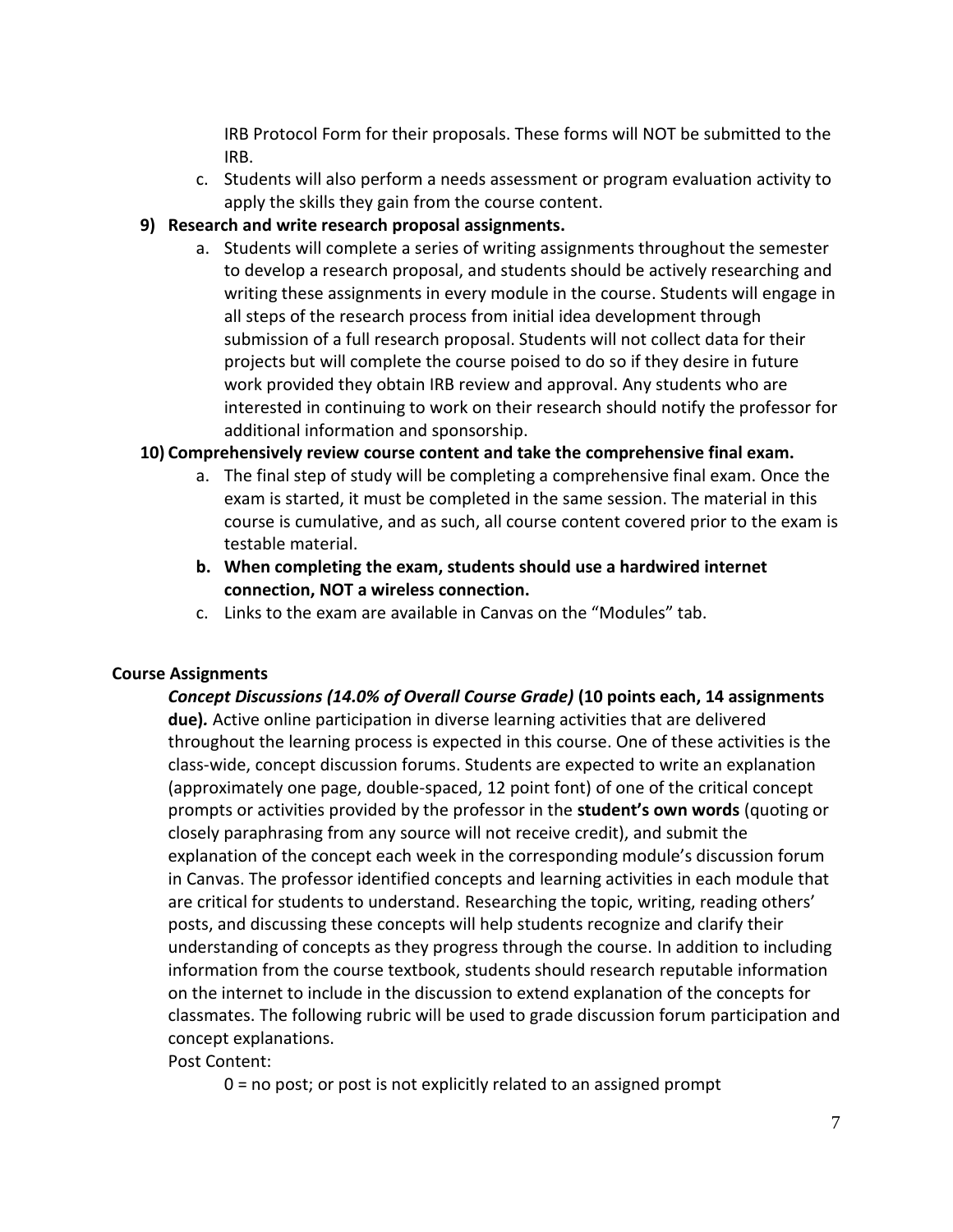IRB Protocol Form for their proposals. These forms will NOT be submitted to the IRB.

c. Students will also perform a needs assessment or program evaluation activity to apply the skills they gain from the course content.

**9) Research and write research proposal assignments.**

a. Students will complete a series of writing assignments throughout the semester to develop a research proposal, and students should be actively researching and writing these assignments in every module in the course. Students will engage in all steps of the research process from initial idea development through submission of a full research proposal. Students will not collect data for their projects but will complete the course poised to do so if they desire in future work provided they obtain IRB review and approval. Any students who are interested in continuing to work on their research should notify the professor for additional information and sponsorship.

**10) Comprehensively review course content and take the comprehensive final exam.**

a. The final step of study will be completing a comprehensive final exam. Once the exam is started, it must be completed in the same session. The material in this course is cumulative, and as such, all course content covered prior to the exam is testable material.

**b. When completing the exam, students should use a hardwired internet connection, NOT a wireless connection.**

c. Links to the exam are available in Canvas on the “Modules” tab.

**Course Assignments**

***Concept Discussions (14.0% of Overall Course Grade)*** **(10 points each, 14 assignments due).** Active online participation in diverse learning activities that are delivered throughout the learning process is expected in this course. One of these activities is the class-wide, concept discussion forums. Students are expected to write an explanation (approximately one page, double-spaced, 12 point font) of one of the critical concept prompts or activities provided by the professor in the **student’s own words** (quoting or closely paraphrasing from any source will not receive credit), and submit the explanation of the concept each week in the corresponding module’s discussion forum in Canvas. The professor identified concepts and learning activities in each module that are critical for students to understand. Researching the topic, writing, reading others’ posts, and discussing these concepts will help students recognize and clarify their understanding of concepts as they progress through the course. In addition to including information from the course textbook, students should research reputable information on the internet to include in the discussion to extend explanation of the concepts for classmates. The following rubric will be used to grade discussion forum participation and concept explanations.

Post Content:

0 = no post; or post is not explicitly related to an assigned prompt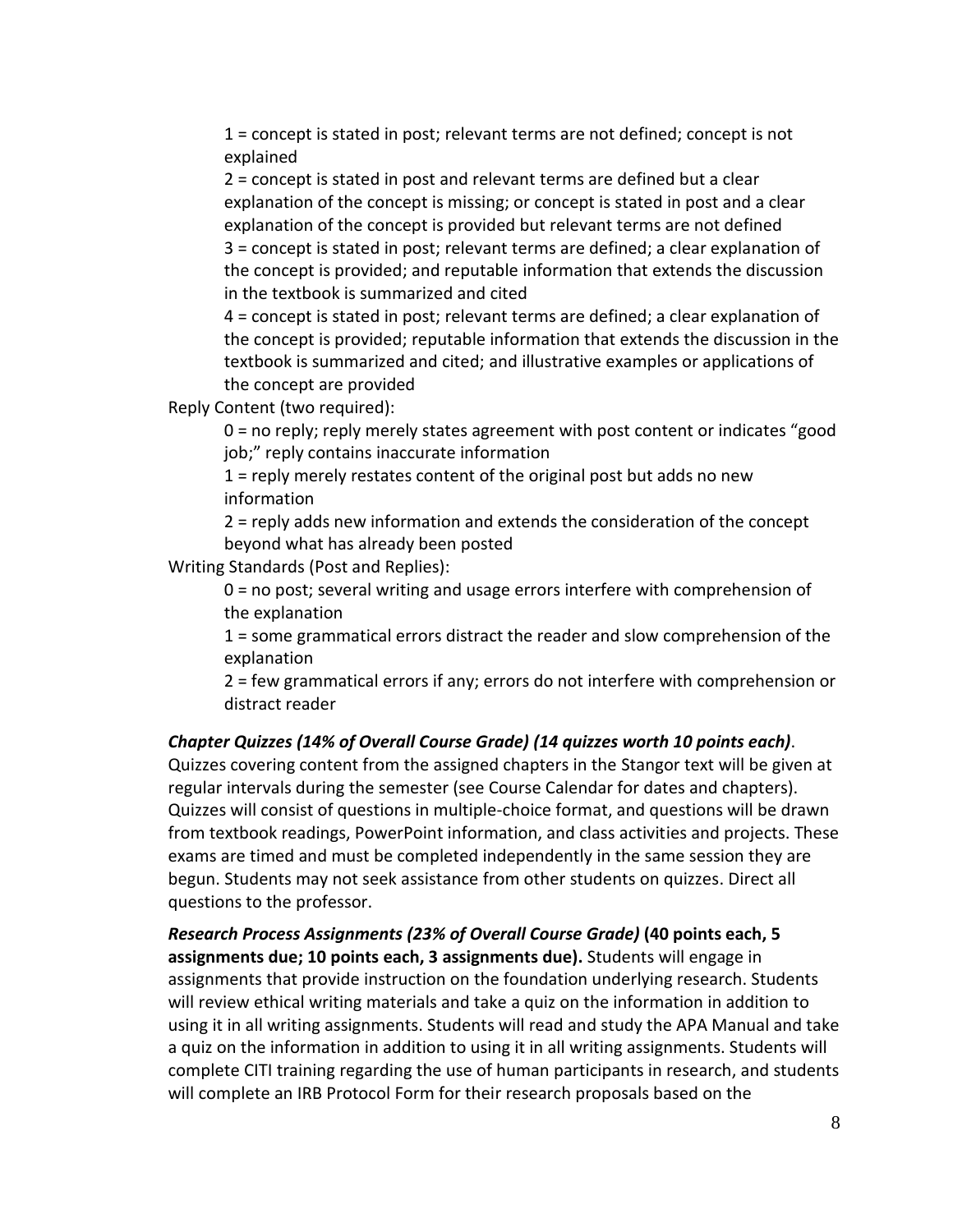1 = concept is stated in post; relevant terms are not defined; concept is not explained

2 = concept is stated in post and relevant terms are defined but a clear explanation of the concept is missing; or concept is stated in post and a clear explanation of the concept is provided but relevant terms are not defined

3 = concept is stated in post; relevant terms are defined; a clear explanation of the concept is provided; and reputable information that extends the discussion in the textbook is summarized and cited

4 = concept is stated in post; relevant terms are defined; a clear explanation of the concept is provided; reputable information that extends the discussion in the textbook is summarized and cited; and illustrative examples or applications of the concept are provided

Reply Content (two required):

0 = no reply; reply merely states agreement with post content or indicates "good job;" reply contains inaccurate information

1 = reply merely restates content of the original post but adds no new information

2 = reply adds new information and extends the consideration of the concept beyond what has already been posted

Writing Standards (Post and Replies):

0 = no post; several writing and usage errors interfere with comprehension of the explanation

1 = some grammatical errors distract the reader and slow comprehension of the explanation

2 = few grammatical errors if any; errors do not interfere with comprehension or distract reader

***Chapter Quizzes (14% of Overall Course Grade) (14 quizzes worth 10 points each)***. Quizzes covering content from the assigned chapters in the Stangor text will be given at regular intervals during the semester (see Course Calendar for dates and chapters). Quizzes will consist of questions in multiple-choice format, and questions will be drawn from textbook readings, PowerPoint information, and class activities and projects. These exams are timed and must be completed independently in the same session they are begun. Students may not seek assistance from other students on quizzes. Direct all questions to the professor.

***Research Process Assignments (23% of Overall Course Grade)* (40 points each, 5 assignments due; 10 points each, 3 assignments due).** Students will engage in assignments that provide instruction on the foundation underlying research. Students will review ethical writing materials and take a quiz on the information in addition to using it in all writing assignments. Students will read and study the APA Manual and take a quiz on the information in addition to using it in all writing assignments. Students will complete CITI training regarding the use of human participants in research, and students will complete an IRB Protocol Form for their research proposals based on the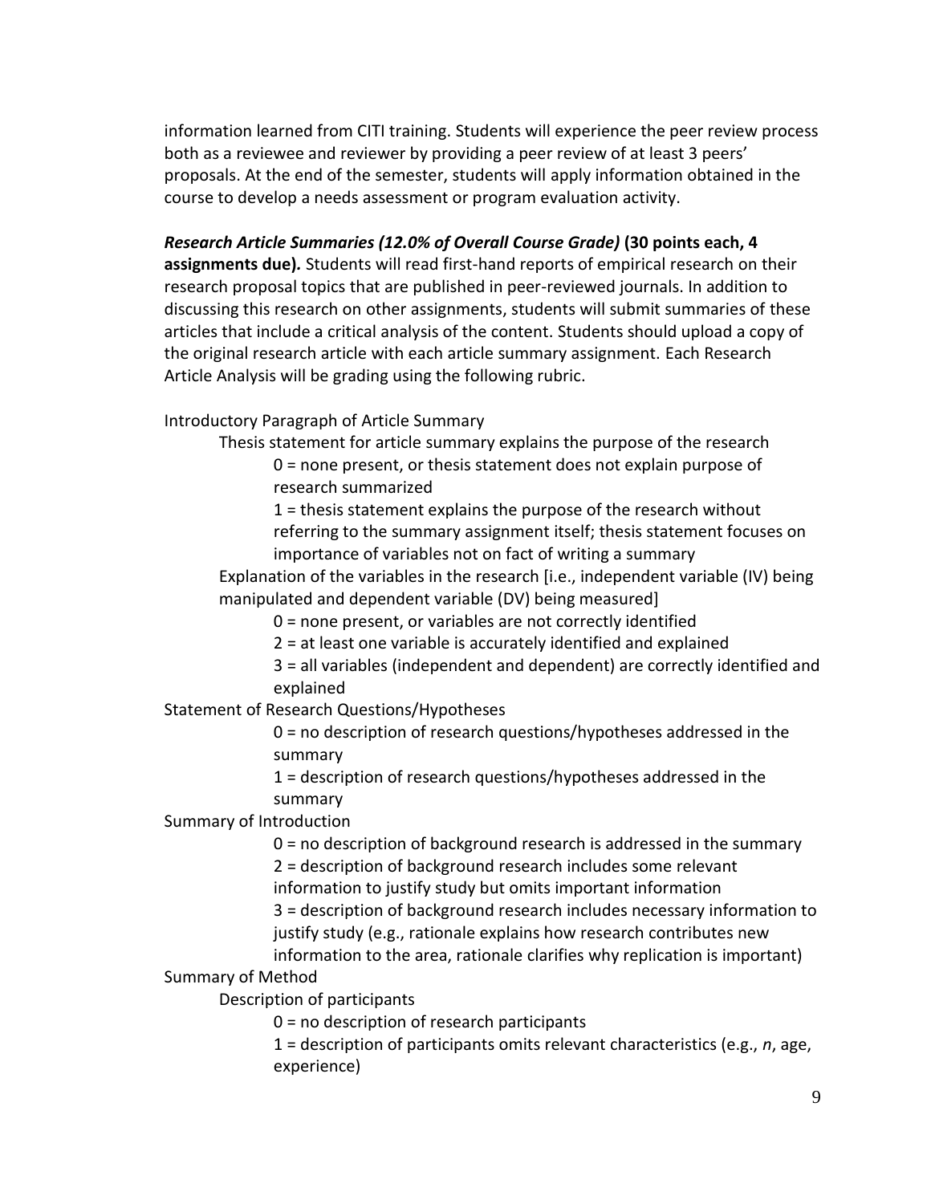information learned from CITI training. Students will experience the peer review process both as a reviewee and reviewer by providing a peer review of at least 3 peers' proposals. At the end of the semester, students will apply information obtained in the course to develop a needs assessment or program evaluation activity.

***Research Article Summaries (12.0% of Overall Course Grade)*** **(30 points each, 4 assignments due)***.* Students will read first-hand reports of empirical research on their research proposal topics that are published in peer-reviewed journals. In addition to discussing this research on other assignments, students will submit summaries of these articles that include a critical analysis of the content. Students should upload a copy of the original research article with each article summary assignment. Each Research Article Analysis will be grading using the following rubric.

Introductory Paragraph of Article Summary

- Thesis statement for article summary explains the purpose of the research
  - 0 = none present, or thesis statement does not explain purpose of research summarized
  - 1 = thesis statement explains the purpose of the research without referring to the summary assignment itself; thesis statement focuses on importance of variables not on fact of writing a summary
- Explanation of the variables in the research [i.e., independent variable (IV) being manipulated and dependent variable (DV) being measured]
  - 0 = none present, or variables are not correctly identified
  - 2 = at least one variable is accurately identified and explained
  - 3 = all variables (independent and dependent) are correctly identified and explained

Statement of Research Questions/Hypotheses

- 0 = no description of research questions/hypotheses addressed in the summary
- 1 = description of research questions/hypotheses addressed in the summary

Summary of Introduction

- 0 = no description of background research is addressed in the summary
- 2 = description of background research includes some relevant information to justify study but omits important information
- 3 = description of background research includes necessary information to justify study (e.g., rationale explains how research contributes new information to the area, rationale clarifies why replication is important)

Summary of Method

- Description of participants
  - 0 = no description of research participants
  - 1 = description of participants omits relevant characteristics (e.g., *n*, age, experience)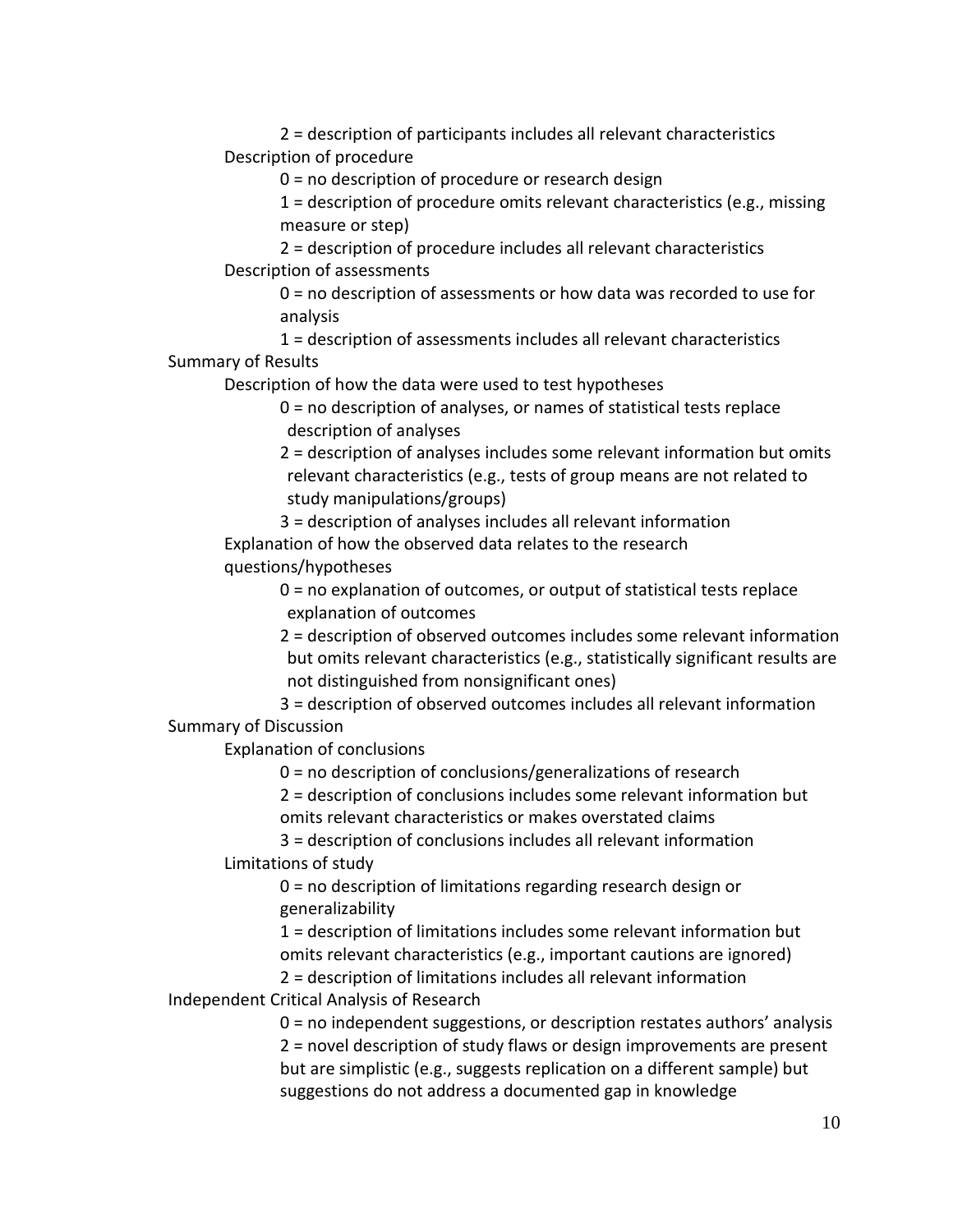2 = description of participants includes all relevant characteristics

Description of procedure

- 0 = no description of procedure or research design
- 1 = description of procedure omits relevant characteristics (e.g., missing measure or step)
- 2 = description of procedure includes all relevant characteristics

Description of assessments

- 0 = no description of assessments or how data was recorded to use for analysis
- 1 = description of assessments includes all relevant characteristics

Summary of Results

Description of how the data were used to test hypotheses

- 0 = no description of analyses, or names of statistical tests replace description of analyses
- 2 = description of analyses includes some relevant information but omits relevant characteristics (e.g., tests of group means are not related to study manipulations/groups)
- 3 = description of analyses includes all relevant information

Explanation of how the observed data relates to the research questions/hypotheses

- 0 = no explanation of outcomes, or output of statistical tests replace explanation of outcomes
- 2 = description of observed outcomes includes some relevant information but omits relevant characteristics (e.g., statistically significant results are not distinguished from nonsignificant ones)
- 3 = description of observed outcomes includes all relevant information

Summary of Discussion

Explanation of conclusions

- 0 = no description of conclusions/generalizations of research
- 2 = description of conclusions includes some relevant information but omits relevant characteristics or makes overstated claims
- 3 = description of conclusions includes all relevant information

Limitations of study

- 0 = no description of limitations regarding research design or generalizability
- 1 = description of limitations includes some relevant information but omits relevant characteristics (e.g., important cautions are ignored)
- 2 = description of limitations includes all relevant information

Independent Critical Analysis of Research

- 0 = no independent suggestions, or description restates authors' analysis
- 2 = novel description of study flaws or design improvements are present but are simplistic (e.g., suggests replication on a different sample) but suggestions do not address a documented gap in knowledge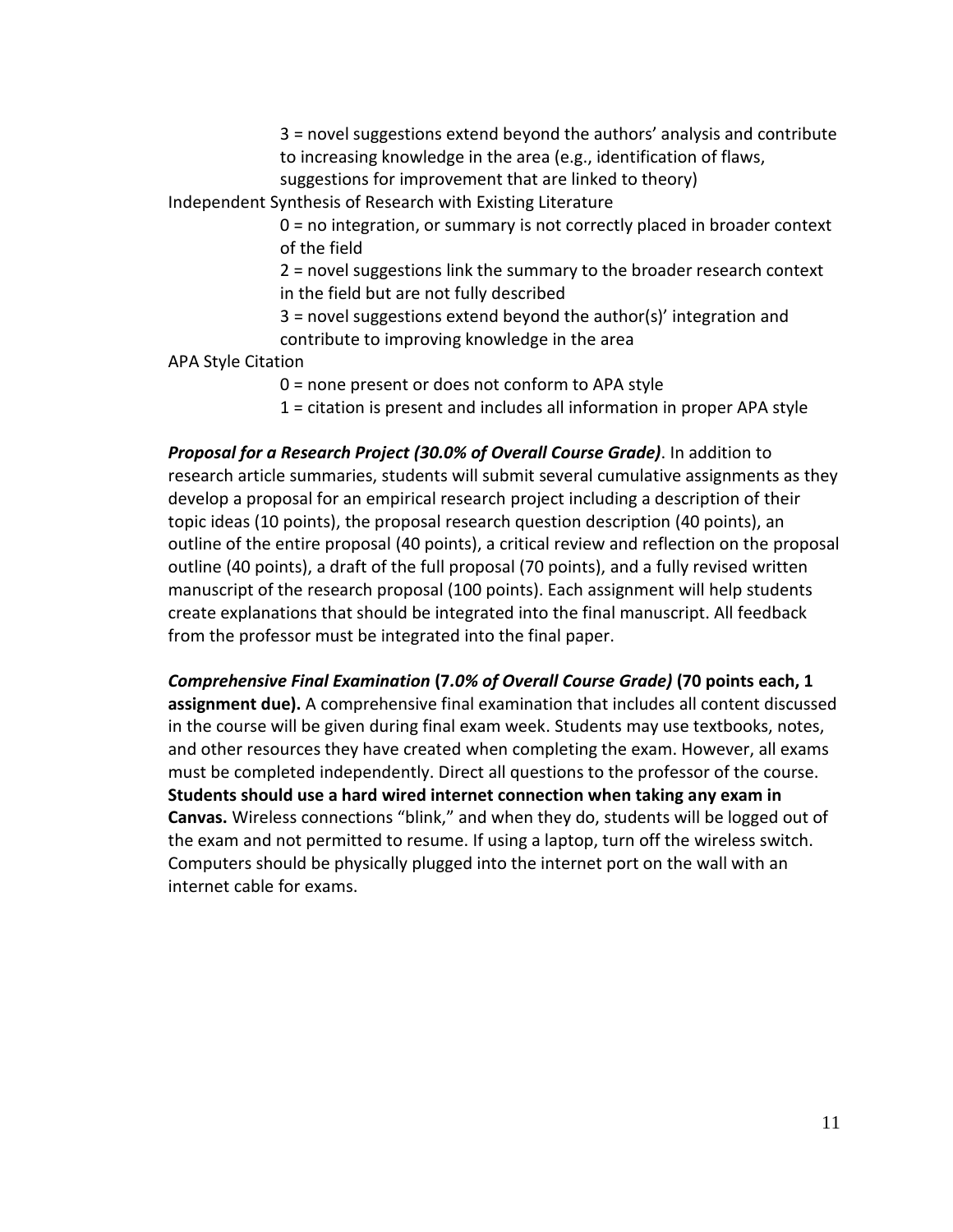3 = novel suggestions extend beyond the authors' analysis and contribute to increasing knowledge in the area (e.g., identification of flaws, suggestions for improvement that are linked to theory)

Independent Synthesis of Research with Existing Literature

0 = no integration, or summary is not correctly placed in broader context of the field

2 = novel suggestions link the summary to the broader research context in the field but are not fully described

3 = novel suggestions extend beyond the author(s)' integration and contribute to improving knowledge in the area

APA Style Citation

0 = none present or does not conform to APA style

1 = citation is present and includes all information in proper APA style

***Proposal for a Research Project (30.0% of Overall Course Grade)***. In addition to research article summaries, students will submit several cumulative assignments as they develop a proposal for an empirical research project including a description of their topic ideas (10 points), the proposal research question description (40 points), an outline of the entire proposal (40 points), a critical review and reflection on the proposal outline (40 points), a draft of the full proposal (70 points), and a fully revised written manuscript of the research proposal (100 points). Each assignment will help students create explanations that should be integrated into the final manuscript. All feedback from the professor must be integrated into the final paper.

***Comprehensive Final Examination* (*7.0% of Overall Course Grade*) (70 points each, 1 assignment due).** A comprehensive final examination that includes all content discussed in the course will be given during final exam week. Students may use textbooks, notes, and other resources they have created when completing the exam. However, all exams must be completed independently. Direct all questions to the professor of the course. **Students should use a hard wired internet connection when taking any exam in Canvas.** Wireless connections "blink," and when they do, students will be logged out of the exam and not permitted to resume. If using a laptop, turn off the wireless switch. Computers should be physically plugged into the internet port on the wall with an internet cable for exams.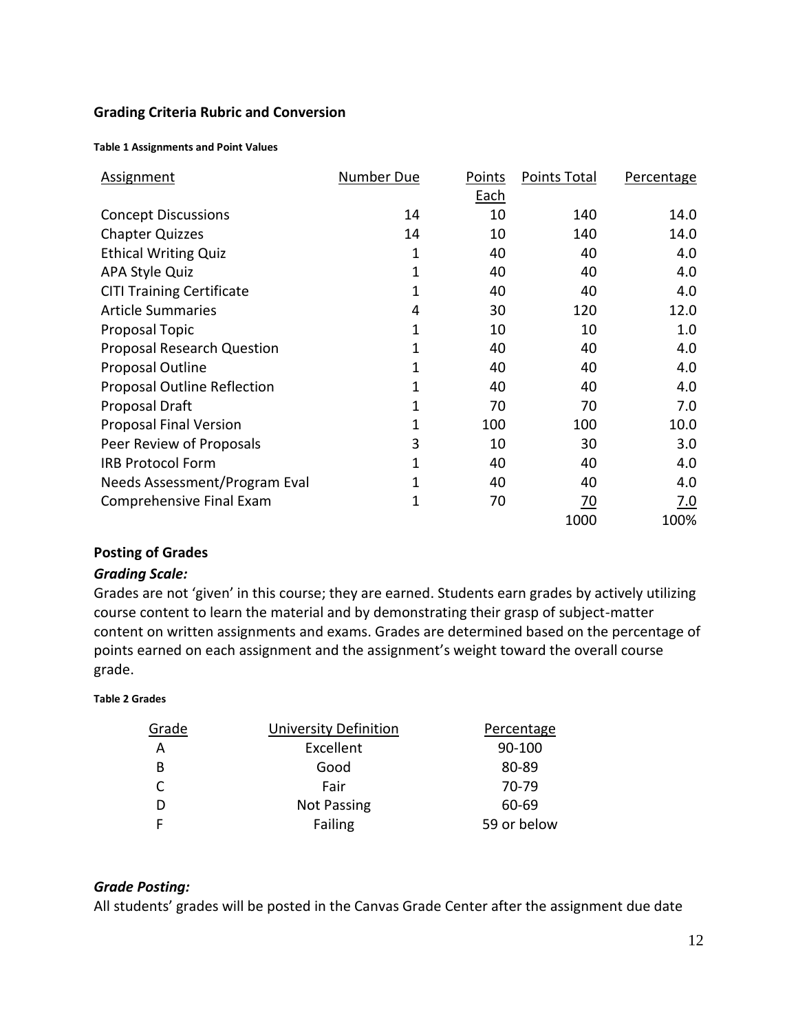## Grading Criteria Rubric and Conversion

**Table 1 Assignments and Point Values**

| Assignment | Number Due | Points Each | Points Total | Percentage |
|---|---|---|---|---|
| Concept Discussions | 14 | 10 | 140 | 14.0 |
| Chapter Quizzes | 14 | 10 | 140 | 14.0 |
| Ethical Writing Quiz | 1 | 40 | 40 | 4.0 |
| APA Style Quiz | 1 | 40 | 40 | 4.0 |
| CITI Training Certificate | 1 | 40 | 40 | 4.0 |
| Article Summaries | 4 | 30 | 120 | 12.0 |
| Proposal Topic | 1 | 10 | 10 | 1.0 |
| Proposal Research Question | 1 | 40 | 40 | 4.0 |
| Proposal Outline | 1 | 40 | 40 | 4.0 |
| Proposal Outline Reflection | 1 | 40 | 40 | 4.0 |
| Proposal Draft | 1 | 70 | 70 | 7.0 |
| Proposal Final Version | 1 | 100 | 100 | 10.0 |
| Peer Review of Proposals | 3 | 10 | 30 | 3.0 |
| IRB Protocol Form | 1 | 40 | 40 | 4.0 |
| Needs Assessment/Program Eval | 1 | 40 | 40 | 4.0 |
| Comprehensive Final Exam | 1 | 70 | 70 | 7.0 |
| | | | 1000 | 100% |

### Posting of Grades

***Grading Scale:***

Grades are not 'given' in this course; they are earned. Students earn grades by actively utilizing course content to learn the material and by demonstrating their grasp of subject-matter content on written assignments and exams. Grades are determined based on the percentage of points earned on each assignment and the assignment's weight toward the overall course grade.

**Table 2 Grades**

| Grade | University Definition | Percentage |
|---|---|---|
| A | Excellent | 90-100 |
| B | Good | 80-89 |
| C | Fair | 70-79 |
| D | Not Passing | 60-69 |
| F | Failing | 59 or below |

***Grade Posting:***

All students' grades will be posted in the Canvas Grade Center after the assignment due date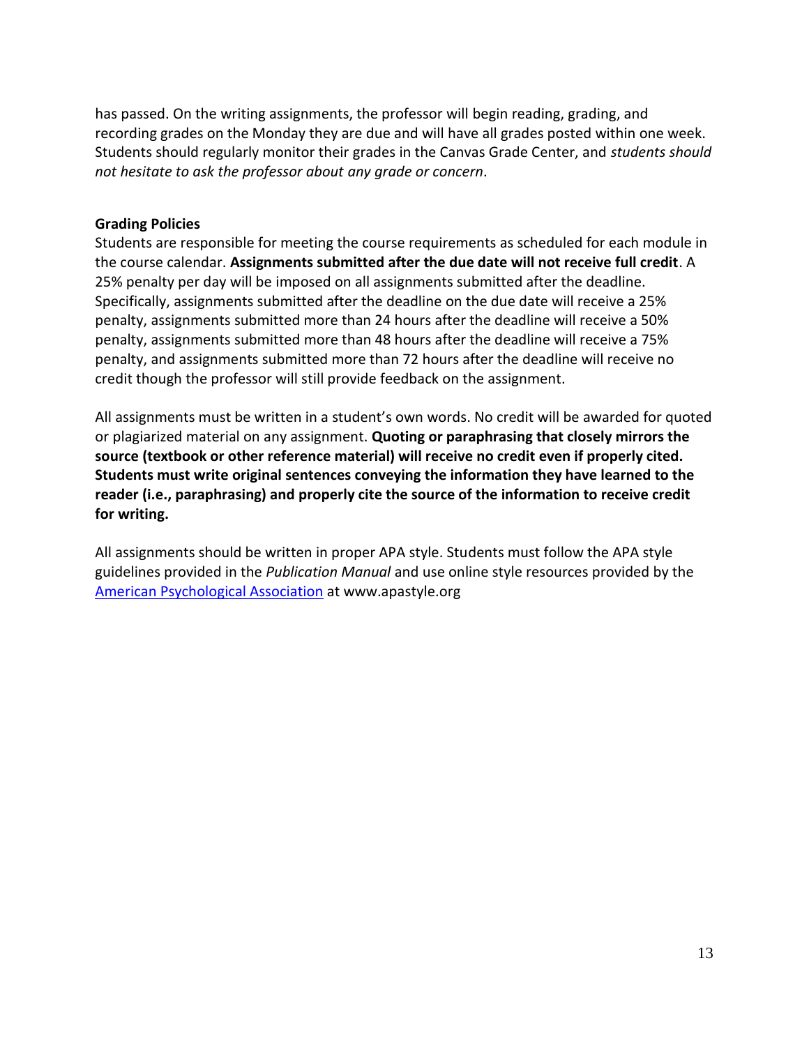has passed. On the writing assignments, the professor will begin reading, grading, and recording grades on the Monday they are due and will have all grades posted within one week. Students should regularly monitor their grades in the Canvas Grade Center, and *students should not hesitate to ask the professor about any grade or concern*.

**Grading Policies**

Students are responsible for meeting the course requirements as scheduled for each module in the course calendar. **Assignments submitted after the due date will not receive full credit**. A 25% penalty per day will be imposed on all assignments submitted after the deadline. Specifically, assignments submitted after the deadline on the due date will receive a 25% penalty, assignments submitted more than 24 hours after the deadline will receive a 50% penalty, assignments submitted more than 48 hours after the deadline will receive a 75% penalty, and assignments submitted more than 72 hours after the deadline will receive no credit though the professor will still provide feedback on the assignment.

All assignments must be written in a student's own words. No credit will be awarded for quoted or plagiarized material on any assignment. **Quoting or paraphrasing that closely mirrors the source (textbook or other reference material) will receive no credit even if properly cited. Students must write original sentences conveying the information they have learned to the reader (i.e., paraphrasing) and properly cite the source of the information to receive credit for writing.**

All assignments should be written in proper APA style. Students must follow the APA style guidelines provided in the *Publication Manual* and use online style resources provided by the [American Psychological Association](http://www.apastyle.org) at www.apastyle.org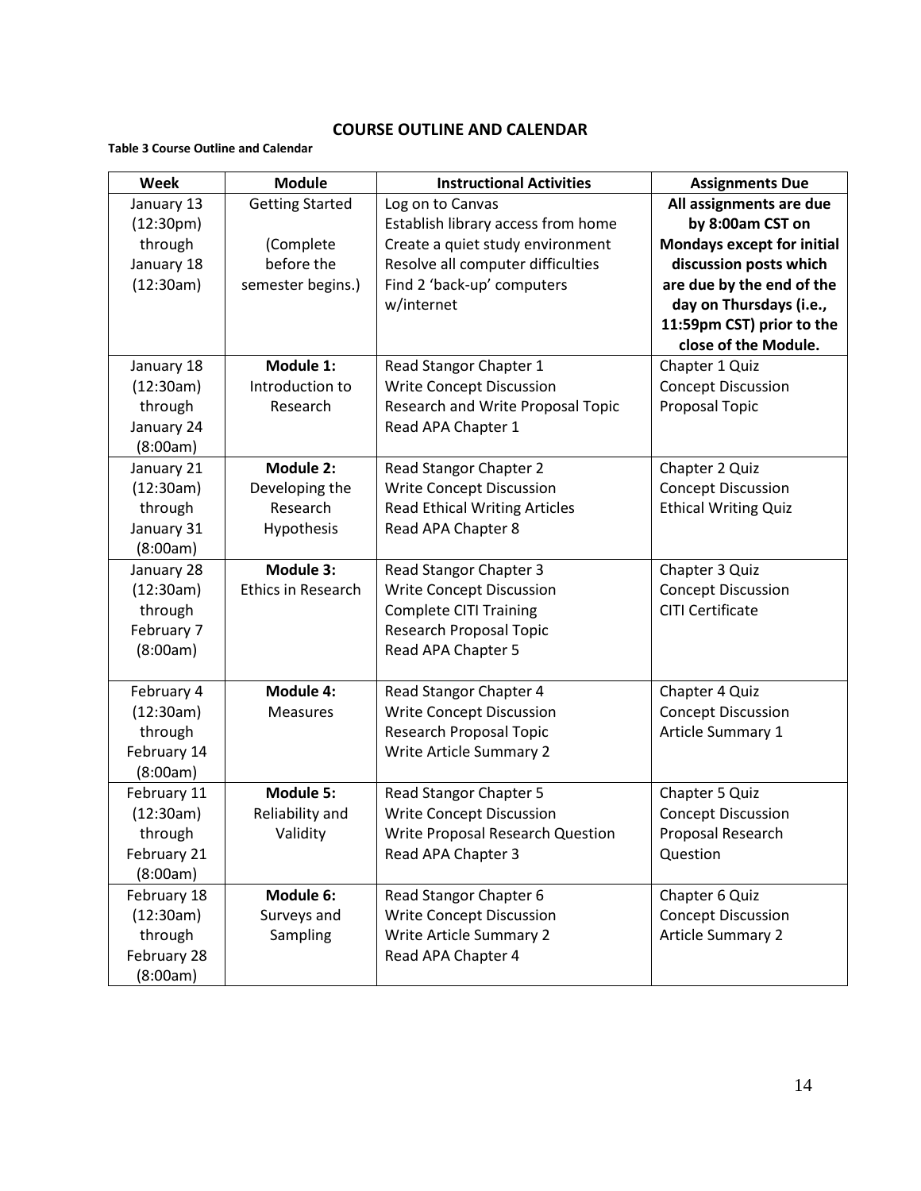## COURSE OUTLINE AND CALENDAR

**Table 3 Course Outline and Calendar**

| Week | Module | Instructional Activities | Assignments Due |
|---|---|---|---|
| January 13 (12:30pm) through January 18 (12:30am) | Getting Started (Complete before the semester begins.) | Log on to Canvas<br>Establish library access from home<br>Create a quiet study environment<br>Resolve all computer difficulties<br>Find 2 'back-up' computers w/internet | **All assignments are due by 8:00am CST on Mondays except for initial discussion posts which are due by the end of the day on Thursdays (i.e., 11:59pm CST) prior to the close of the Module.** |
| January 18 (12:30am) through January 24 (8:00am) | **Module 1:** Introduction to Research | Read Stangor Chapter 1<br>Write Concept Discussion<br>Research and Write Proposal Topic<br>Read APA Chapter 1 | Chapter 1 Quiz<br>Concept Discussion<br>Proposal Topic |
| January 21 (12:30am) through January 31 (8:00am) | **Module 2:** Developing the Research Hypothesis | Read Stangor Chapter 2<br>Write Concept Discussion<br>Read Ethical Writing Articles<br>Read APA Chapter 8 | Chapter 2 Quiz<br>Concept Discussion<br>Ethical Writing Quiz |
| January 28 (12:30am) through February 7 (8:00am) | **Module 3:** Ethics in Research | Read Stangor Chapter 3<br>Write Concept Discussion<br>Complete CITI Training<br>Research Proposal Topic<br>Read APA Chapter 5 | Chapter 3 Quiz<br>Concept Discussion<br>CITI Certificate |
| February 4 (12:30am) through February 14 (8:00am) | **Module 4:** Measures | Read Stangor Chapter 4<br>Write Concept Discussion<br>Research Proposal Topic<br>Write Article Summary 2 | Chapter 4 Quiz<br>Concept Discussion<br>Article Summary 1 |
| February 11 (12:30am) through February 21 (8:00am) | **Module 5:** Reliability and Validity | Read Stangor Chapter 5<br>Write Concept Discussion<br>Write Proposal Research Question<br>Read APA Chapter 3 | Chapter 5 Quiz<br>Concept Discussion<br>Proposal Research Question |
| February 18 (12:30am) through February 28 (8:00am) | **Module 6:** Surveys and Sampling | Read Stangor Chapter 6<br>Write Concept Discussion<br>Write Article Summary 2<br>Read APA Chapter 4 | Chapter 6 Quiz<br>Concept Discussion<br>Article Summary 2 |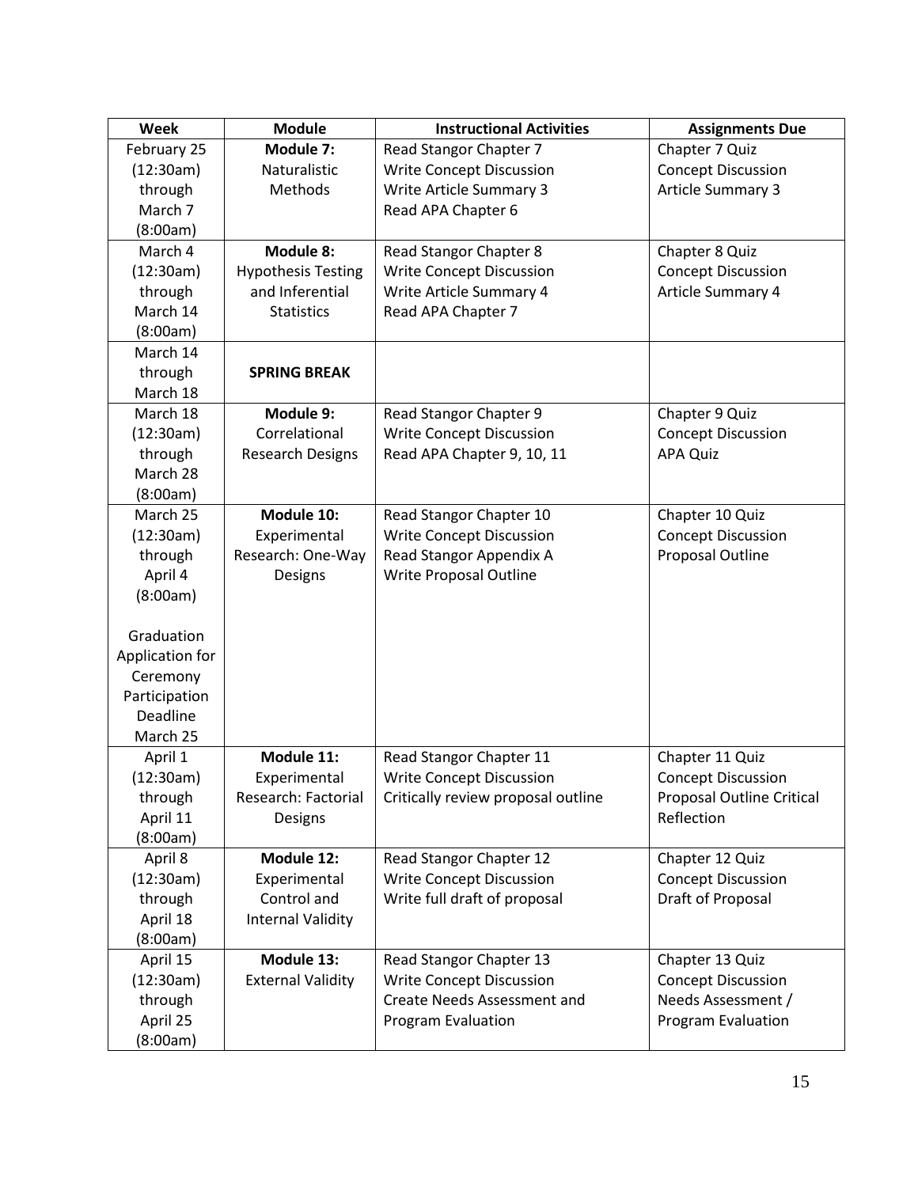| Week | Module | Instructional Activities | Assignments Due |
|---|---|---|---|
| February 25 (12:30am) through March 7 (8:00am) | **Module 7:** Naturalistic Methods | Read Stangor Chapter 7<br>Write Concept Discussion<br>Write Article Summary 3<br>Read APA Chapter 6 | Chapter 7 Quiz<br>Concept Discussion<br>Article Summary 3 |
| March 4 (12:30am) through March 14 (8:00am) | **Module 8:** Hypothesis Testing and Inferential Statistics | Read Stangor Chapter 8<br>Write Concept Discussion<br>Write Article Summary 4<br>Read APA Chapter 7 | Chapter 8 Quiz<br>Concept Discussion<br>Article Summary 4 |
| March 14 through March 18 | **SPRING BREAK** | | |
| March 18 (12:30am) through March 28 (8:00am) | **Module 9:** Correlational Research Designs | Read Stangor Chapter 9<br>Write Concept Discussion<br>Read APA Chapter 9, 10, 11 | Chapter 9 Quiz<br>Concept Discussion<br>APA Quiz |
| March 25 (12:30am) through April 4 (8:00am)<br><br>Graduation Application for Ceremony Participation Deadline March 25 | **Module 10:** Experimental Research: One-Way Designs | Read Stangor Chapter 10<br>Write Concept Discussion<br>Read Stangor Appendix A<br>Write Proposal Outline | Chapter 10 Quiz<br>Concept Discussion<br>Proposal Outline |
| April 1 (12:30am) through April 11 (8:00am) | **Module 11:** Experimental Research: Factorial Designs | Read Stangor Chapter 11<br>Write Concept Discussion<br>Critically review proposal outline | Chapter 11 Quiz<br>Concept Discussion<br>Proposal Outline Critical Reflection |
| April 8 (12:30am) through April 18 (8:00am) | **Module 12:** Experimental Control and Internal Validity | Read Stangor Chapter 12<br>Write Concept Discussion<br>Write full draft of proposal | Chapter 12 Quiz<br>Concept Discussion<br>Draft of Proposal |
| April 15 (12:30am) through April 25 (8:00am) | **Module 13:** External Validity | Read Stangor Chapter 13<br>Write Concept Discussion<br>Create Needs Assessment and Program Evaluation | Chapter 13 Quiz<br>Concept Discussion<br>Needs Assessment / Program Evaluation |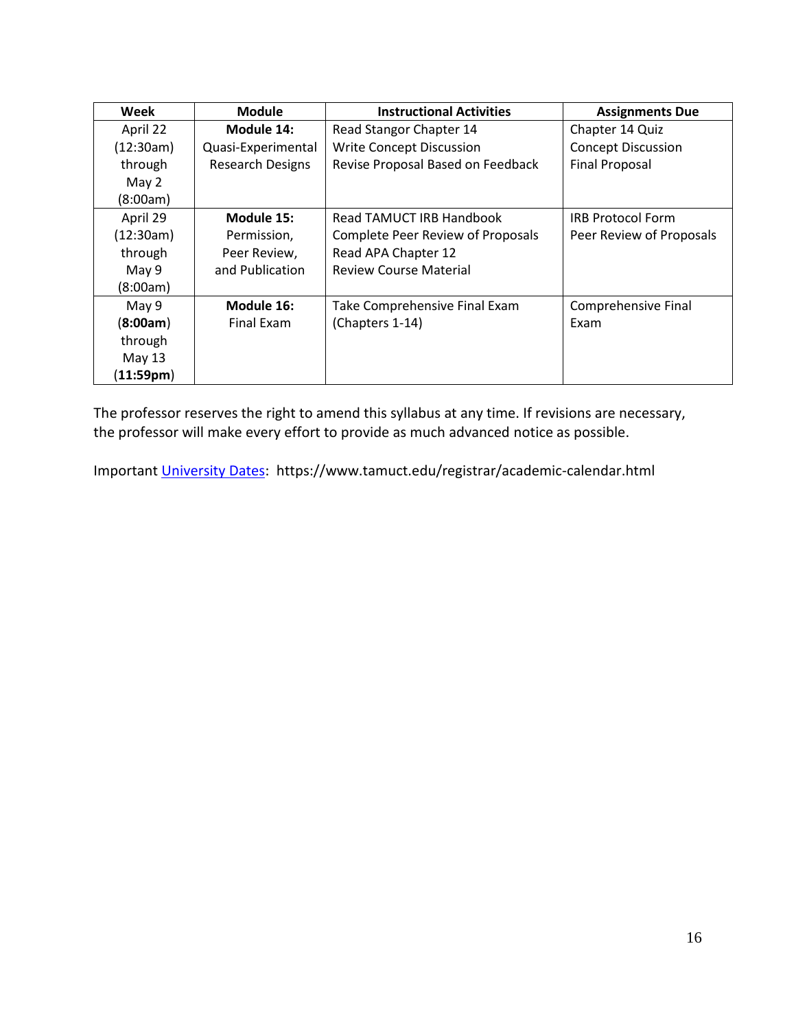| Week | Module | Instructional Activities | Assignments Due |
|---|---|---|---|
| April 22 (12:30am) through May 2 (8:00am) | **Module 14:** Quasi-Experimental Research Designs | Read Stangor Chapter 14<br>Write Concept Discussion<br>Revise Proposal Based on Feedback | Chapter 14 Quiz<br>Concept Discussion<br>Final Proposal |
| April 29 (12:30am) through May 9 (8:00am) | **Module 15:** Permission, Peer Review, and Publication | Read TAMUCT IRB Handbook<br>Complete Peer Review of Proposals<br>Read APA Chapter 12<br>Review Course Material | IRB Protocol Form<br>Peer Review of Proposals |
| May 9 (**8:00am**) through May 13 (**11:59pm**) | **Module 16:** Final Exam | Take Comprehensive Final Exam (Chapters 1-14) | Comprehensive Final Exam |

The professor reserves the right to amend this syllabus at any time. If revisions are necessary, the professor will make every effort to provide as much advanced notice as possible.

Important University Dates: https://www.tamuct.edu/registrar/academic-calendar.html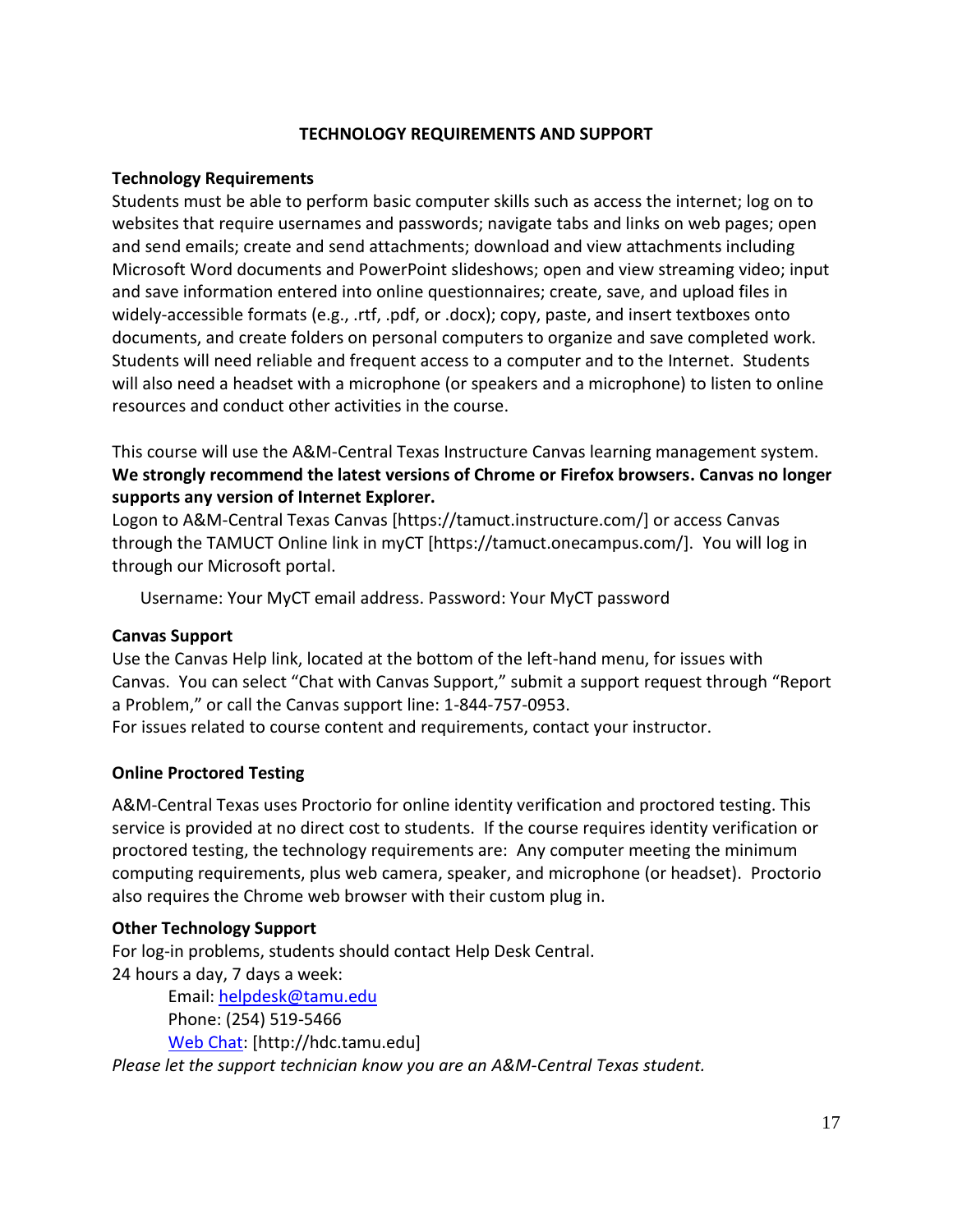## TECHNOLOGY REQUIREMENTS AND SUPPORT

**Technology Requirements**

Students must be able to perform basic computer skills such as access the internet; log on to websites that require usernames and passwords; navigate tabs and links on web pages; open and send emails; create and send attachments; download and view attachments including Microsoft Word documents and PowerPoint slideshows; open and view streaming video; input and save information entered into online questionnaires; create, save, and upload files in widely-accessible formats (e.g., .rtf, .pdf, or .docx); copy, paste, and insert textboxes onto documents, and create folders on personal computers to organize and save completed work. Students will need reliable and frequent access to a computer and to the Internet. Students will also need a headset with a microphone (or speakers and a microphone) to listen to online resources and conduct other activities in the course.

This course will use the A&M-Central Texas Instructure Canvas learning management system. **We strongly recommend the latest versions of Chrome or Firefox browsers. Canvas no longer supports any version of Internet Explorer.**

Logon to A&M-Central Texas Canvas [https://tamuct.instructure.com/] or access Canvas through the TAMUCT Online link in myCT [https://tamuct.onecampus.com/]. You will log in through our Microsoft portal.

Username: Your MyCT email address. Password: Your MyCT password

**Canvas Support**

Use the Canvas Help link, located at the bottom of the left-hand menu, for issues with Canvas. You can select "Chat with Canvas Support," submit a support request through "Report a Problem," or call the Canvas support line: 1-844-757-0953.

For issues related to course content and requirements, contact your instructor.

**Online Proctored Testing**

A&M-Central Texas uses Proctorio for online identity verification and proctored testing. This service is provided at no direct cost to students. If the course requires identity verification or proctored testing, the technology requirements are: Any computer meeting the minimum computing requirements, plus web camera, speaker, and microphone (or headset). Proctorio also requires the Chrome web browser with their custom plug in.

**Other Technology Support**

For log-in problems, students should contact Help Desk Central.

24 hours a day, 7 days a week:

Email: helpdesk@tamu.edu
Phone: (254) 519-5466
Web Chat: [http://hdc.tamu.edu]

*Please let the support technician know you are an A&M-Central Texas student.*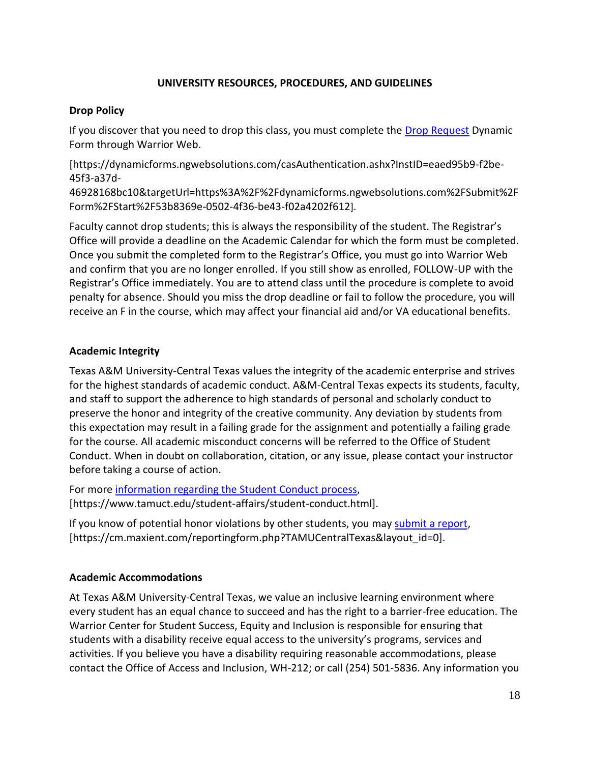## UNIVERSITY RESOURCES, PROCEDURES, AND GUIDELINES

### Drop Policy

If you discover that you need to drop this class, you must complete the [Drop Request](https://dynamicforms.ngwebsolutions.com/casAuthentication.ashx?InstID=eaed95b9-f2be-45f3-a37d-46928168bc10&targetUrl=https%3A%2F%2Fdynamicforms.ngwebsolutions.com%2FSubmit%2FForm%2FStart%2F53b8369e-0502-4f36-be43-f02a4202f612) Dynamic Form through Warrior Web.

[https://dynamicforms.ngwebsolutions.com/casAuthentication.ashx?InstID=eaed95b9-f2be-45f3-a37d-46928168bc10&targetUrl=https%3A%2F%2Fdynamicforms.ngwebsolutions.com%2FSubmit%2FForm%2FStart%2F53b8369e-0502-4f36-be43-f02a4202f612].

Faculty cannot drop students; this is always the responsibility of the student. The Registrar's Office will provide a deadline on the Academic Calendar for which the form must be completed. Once you submit the completed form to the Registrar's Office, you must go into Warrior Web and confirm that you are no longer enrolled. If you still show as enrolled, FOLLOW-UP with the Registrar's Office immediately. You are to attend class until the procedure is complete to avoid penalty for absence. Should you miss the drop deadline or fail to follow the procedure, you will receive an F in the course, which may affect your financial aid and/or VA educational benefits.

### Academic Integrity

Texas A&M University-Central Texas values the integrity of the academic enterprise and strives for the highest standards of academic conduct. A&M-Central Texas expects its students, faculty, and staff to support the adherence to high standards of personal and scholarly conduct to preserve the honor and integrity of the creative community. Any deviation by students from this expectation may result in a failing grade for the assignment and potentially a failing grade for the course. All academic misconduct concerns will be referred to the Office of Student Conduct. When in doubt on collaboration, citation, or any issue, please contact your instructor before taking a course of action.

For more [information regarding the Student Conduct process](https://www.tamuct.edu/student-affairs/student-conduct.html), [https://www.tamuct.edu/student-affairs/student-conduct.html].

If you know of potential honor violations by other students, you may [submit a report](https://cm.maxient.com/reportingform.php?TAMUCentralTexas&layout_id=0), [https://cm.maxient.com/reportingform.php?TAMUCentralTexas&layout_id=0].

### Academic Accommodations

At Texas A&M University-Central Texas, we value an inclusive learning environment where every student has an equal chance to succeed and has the right to a barrier-free education. The Warrior Center for Student Success, Equity and Inclusion is responsible for ensuring that students with a disability receive equal access to the university's programs, services and activities. If you believe you have a disability requiring reasonable accommodations, please contact the Office of Access and Inclusion, WH-212; or call (254) 501-5836. Any information you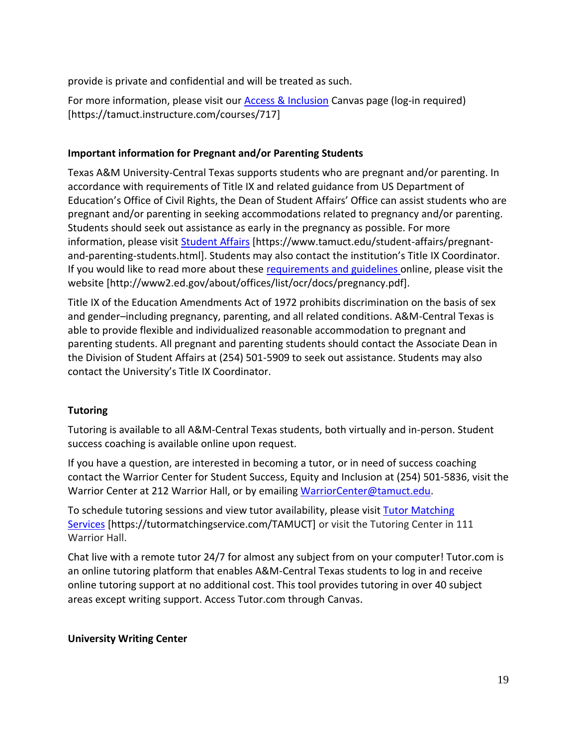provide is private and confidential and will be treated as such.

For more information, please visit our Access & Inclusion Canvas page (log-in required) [https://tamuct.instructure.com/courses/717]

**Important information for Pregnant and/or Parenting Students**

Texas A&M University-Central Texas supports students who are pregnant and/or parenting. In accordance with requirements of Title IX and related guidance from US Department of Education's Office of Civil Rights, the Dean of Student Affairs' Office can assist students who are pregnant and/or parenting in seeking accommodations related to pregnancy and/or parenting. Students should seek out assistance as early in the pregnancy as possible. For more information, please visit Student Affairs [https://www.tamuct.edu/student-affairs/pregnant-and-parenting-students.html]. Students may also contact the institution's Title IX Coordinator. If you would like to read more about these requirements and guidelines online, please visit the website [http://www2.ed.gov/about/offices/list/ocr/docs/pregnancy.pdf].

Title IX of the Education Amendments Act of 1972 prohibits discrimination on the basis of sex and gender–including pregnancy, parenting, and all related conditions. A&M-Central Texas is able to provide flexible and individualized reasonable accommodation to pregnant and parenting students. All pregnant and parenting students should contact the Associate Dean in the Division of Student Affairs at (254) 501-5909 to seek out assistance. Students may also contact the University's Title IX Coordinator.

**Tutoring**

Tutoring is available to all A&M-Central Texas students, both virtually and in-person. Student success coaching is available online upon request.

If you have a question, are interested in becoming a tutor, or in need of success coaching contact the Warrior Center for Student Success, Equity and Inclusion at (254) 501-5836, visit the Warrior Center at 212 Warrior Hall, or by emailing WarriorCenter@tamuct.edu.

To schedule tutoring sessions and view tutor availability, please visit Tutor Matching Services [https://tutormatchingservice.com/TAMUCT] or visit the Tutoring Center in 111 Warrior Hall.

Chat live with a remote tutor 24/7 for almost any subject from on your computer! Tutor.com is an online tutoring platform that enables A&M-Central Texas students to log in and receive online tutoring support at no additional cost. This tool provides tutoring in over 40 subject areas except writing support. Access Tutor.com through Canvas.

**University Writing Center**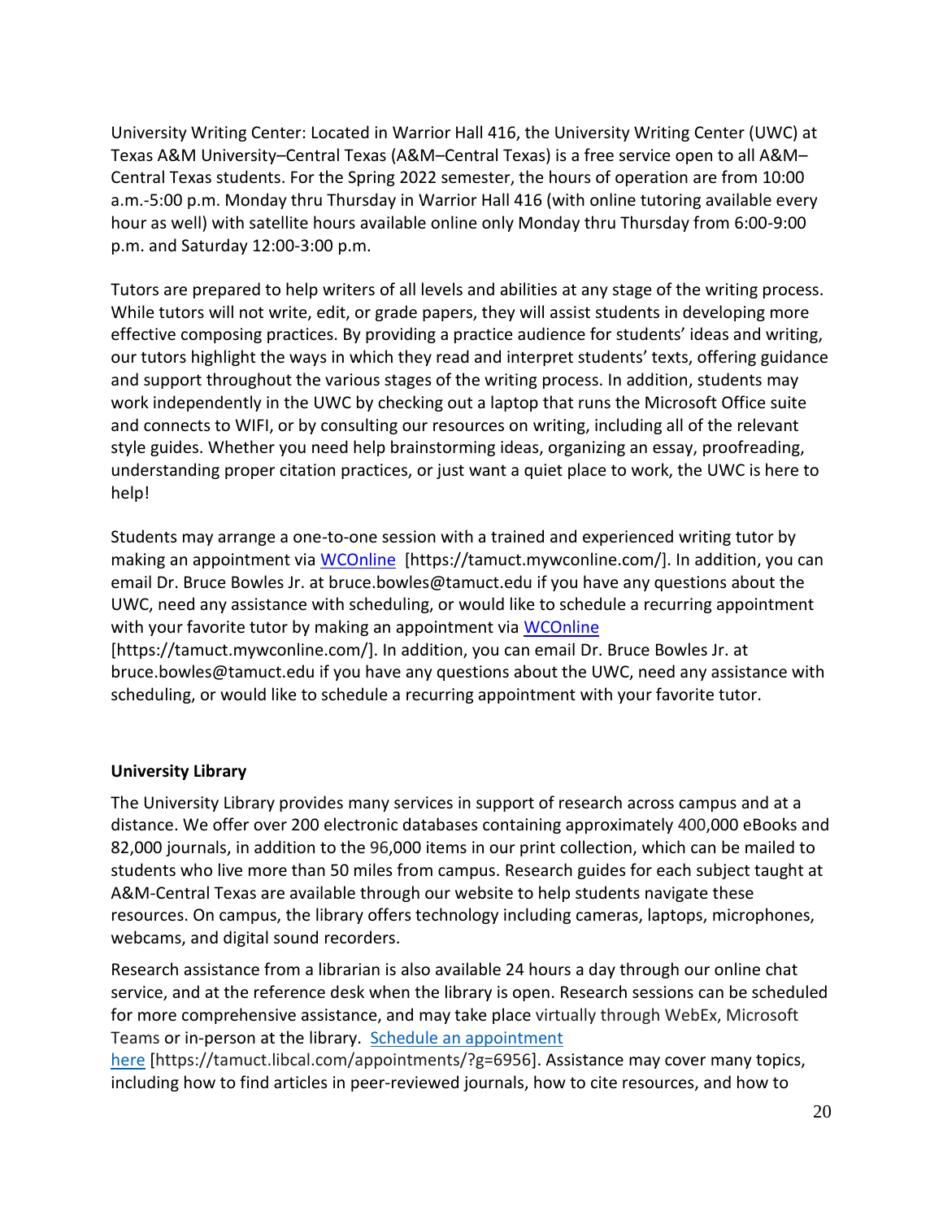University Writing Center: Located in Warrior Hall 416, the University Writing Center (UWC) at Texas A&M University–Central Texas (A&M–Central Texas) is a free service open to all A&M–Central Texas students. For the Spring 2022 semester, the hours of operation are from 10:00 a.m.-5:00 p.m. Monday thru Thursday in Warrior Hall 416 (with online tutoring available every hour as well) with satellite hours available online only Monday thru Thursday from 6:00-9:00 p.m. and Saturday 12:00-3:00 p.m.

Tutors are prepared to help writers of all levels and abilities at any stage of the writing process. While tutors will not write, edit, or grade papers, they will assist students in developing more effective composing practices. By providing a practice audience for students' ideas and writing, our tutors highlight the ways in which they read and interpret students' texts, offering guidance and support throughout the various stages of the writing process. In addition, students may work independently in the UWC by checking out a laptop that runs the Microsoft Office suite and connects to WIFI, or by consulting our resources on writing, including all of the relevant style guides. Whether you need help brainstorming ideas, organizing an essay, proofreading, understanding proper citation practices, or just want a quiet place to work, the UWC is here to help!

Students may arrange a one-to-one session with a trained and experienced writing tutor by making an appointment via [WCOnline](https://tamuct.mywconline.com/) [https://tamuct.mywconline.com/]. In addition, you can email Dr. Bruce Bowles Jr. at bruce.bowles@tamuct.edu if you have any questions about the UWC, need any assistance with scheduling, or would like to schedule a recurring appointment with your favorite tutor by making an appointment via [WCOnline](https://tamuct.mywconline.com/) [https://tamuct.mywconline.com/]. In addition, you can email Dr. Bruce Bowles Jr. at bruce.bowles@tamuct.edu if you have any questions about the UWC, need any assistance with scheduling, or would like to schedule a recurring appointment with your favorite tutor.

**University Library**

The University Library provides many services in support of research across campus and at a distance. We offer over 200 electronic databases containing approximately 400,000 eBooks and 82,000 journals, in addition to the 96,000 items in our print collection, which can be mailed to students who live more than 50 miles from campus. Research guides for each subject taught at A&M-Central Texas are available through our website to help students navigate these resources. On campus, the library offers technology including cameras, laptops, microphones, webcams, and digital sound recorders.

Research assistance from a librarian is also available 24 hours a day through our online chat service, and at the reference desk when the library is open. Research sessions can be scheduled for more comprehensive assistance, and may take place virtually through WebEx, Microsoft Teams or in-person at the library. [Schedule an appointment here](https://tamuct.libcal.com/appointments/?g=6956) [https://tamuct.libcal.com/appointments/?g=6956]. Assistance may cover many topics, including how to find articles in peer-reviewed journals, how to cite resources, and how to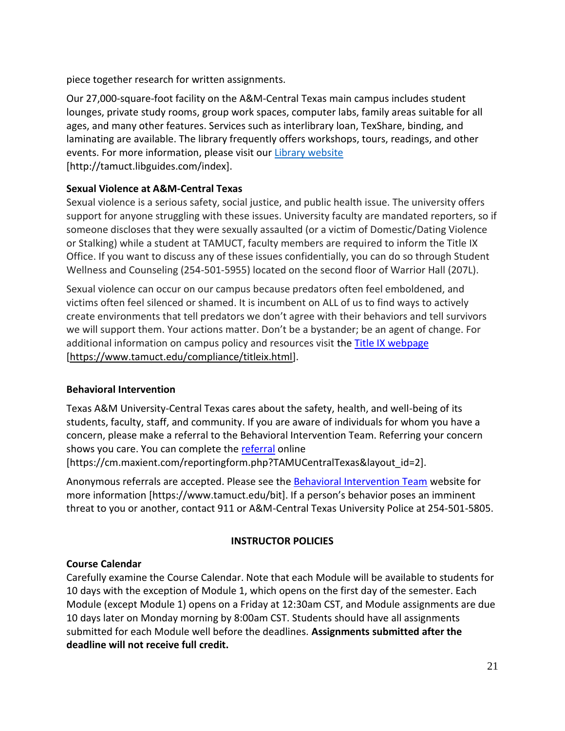piece together research for written assignments.

Our 27,000-square-foot facility on the A&M-Central Texas main campus includes student lounges, private study rooms, group work spaces, computer labs, family areas suitable for all ages, and many other features. Services such as interlibrary loan, TexShare, binding, and laminating are available. The library frequently offers workshops, tours, readings, and other events. For more information, please visit our Library website [http://tamuct.libguides.com/index].

**Sexual Violence at A&M-Central Texas**

Sexual violence is a serious safety, social justice, and public health issue. The university offers support for anyone struggling with these issues. University faculty are mandated reporters, so if someone discloses that they were sexually assaulted (or a victim of Domestic/Dating Violence or Stalking) while a student at TAMUCT, faculty members are required to inform the Title IX Office. If you want to discuss any of these issues confidentially, you can do so through Student Wellness and Counseling (254-501-5955) located on the second floor of Warrior Hall (207L).

Sexual violence can occur on our campus because predators often feel emboldened, and victims often feel silenced or shamed. It is incumbent on ALL of us to find ways to actively create environments that tell predators we don't agree with their behaviors and tell survivors we will support them. Your actions matter. Don't be a bystander; be an agent of change. For additional information on campus policy and resources visit the Title IX webpage [https://www.tamuct.edu/compliance/titleix.html].

**Behavioral Intervention**

Texas A&M University-Central Texas cares about the safety, health, and well-being of its students, faculty, staff, and community. If you are aware of individuals for whom you have a concern, please make a referral to the Behavioral Intervention Team. Referring your concern shows you care. You can complete the referral online [https://cm.maxient.com/reportingform.php?TAMUCentralTexas&layout_id=2].

Anonymous referrals are accepted. Please see the Behavioral Intervention Team website for more information [https://www.tamuct.edu/bit]. If a person's behavior poses an imminent threat to you or another, contact 911 or A&M-Central Texas University Police at 254-501-5805.

## INSTRUCTOR POLICIES

**Course Calendar**

Carefully examine the Course Calendar. Note that each Module will be available to students for 10 days with the exception of Module 1, which opens on the first day of the semester. Each Module (except Module 1) opens on a Friday at 12:30am CST, and Module assignments are due 10 days later on Monday morning by 8:00am CST. Students should have all assignments submitted for each Module well before the deadlines. **Assignments submitted after the deadline will not receive full credit.**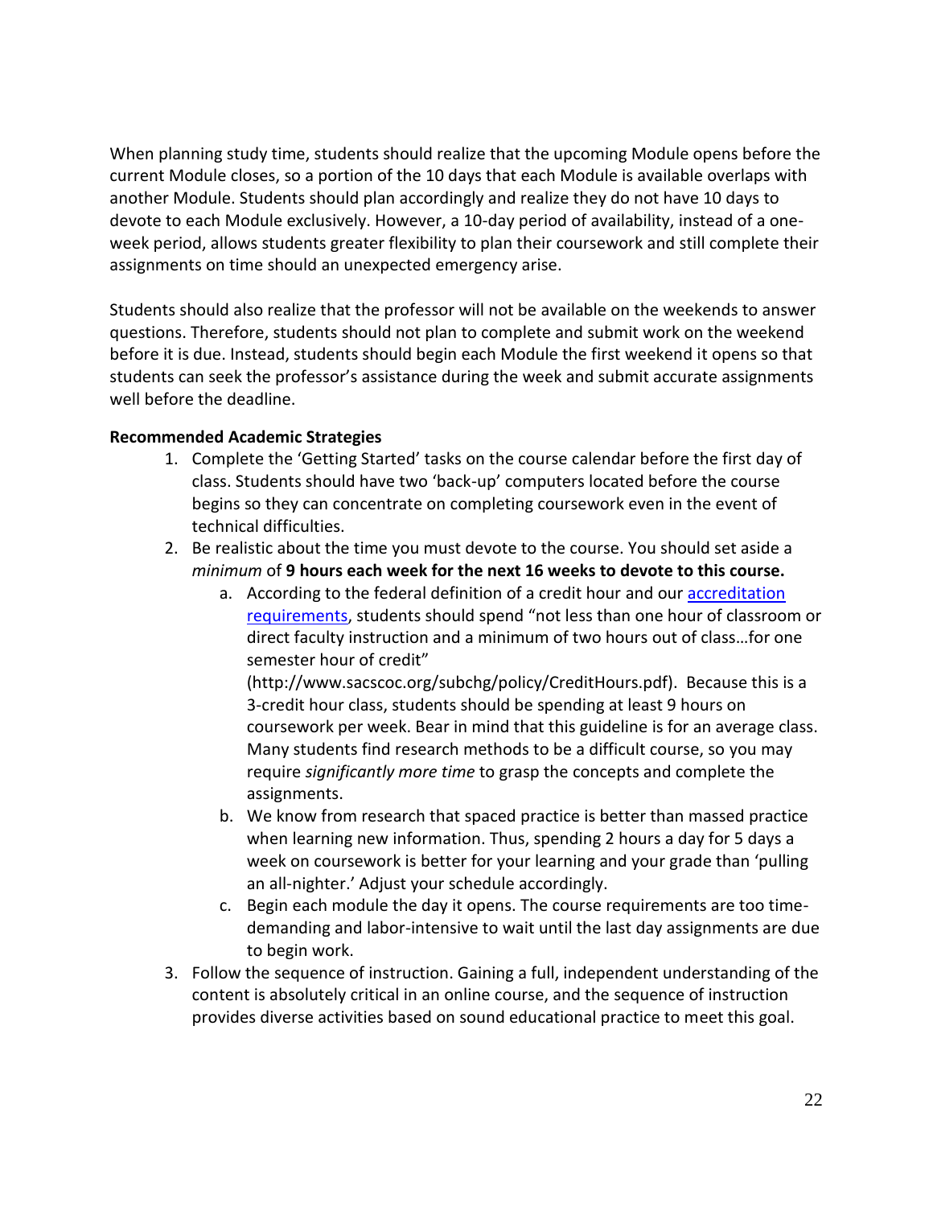When planning study time, students should realize that the upcoming Module opens before the current Module closes, so a portion of the 10 days that each Module is available overlaps with another Module. Students should plan accordingly and realize they do not have 10 days to devote to each Module exclusively. However, a 10-day period of availability, instead of a one-week period, allows students greater flexibility to plan their coursework and still complete their assignments on time should an unexpected emergency arise.

Students should also realize that the professor will not be available on the weekends to answer questions. Therefore, students should not plan to complete and submit work on the weekend before it is due. Instead, students should begin each Module the first weekend it opens so that students can seek the professor's assistance during the week and submit accurate assignments well before the deadline.

**Recommended Academic Strategies**

1. Complete the 'Getting Started' tasks on the course calendar before the first day of class. Students should have two 'back-up' computers located before the course begins so they can concentrate on completing coursework even in the event of technical difficulties.
2. Be realistic about the time you must devote to the course. You should set aside a *minimum* of **9 hours each week for the next 16 weeks to devote to this course.**
   a. According to the federal definition of a credit hour and our [accreditation requirements](http://www.sacscoc.org/subchg/policy/CreditHours.pdf), students should spend "not less than one hour of classroom or direct faculty instruction and a minimum of two hours out of class…for one semester hour of credit" (http://www.sacscoc.org/subchg/policy/CreditHours.pdf). Because this is a 3-credit hour class, students should be spending at least 9 hours on coursework per week. Bear in mind that this guideline is for an average class. Many students find research methods to be a difficult course, so you may require *significantly more time* to grasp the concepts and complete the assignments.
   b. We know from research that spaced practice is better than massed practice when learning new information. Thus, spending 2 hours a day for 5 days a week on coursework is better for your learning and your grade than 'pulling an all-nighter.' Adjust your schedule accordingly.
   c. Begin each module the day it opens. The course requirements are too time-demanding and labor-intensive to wait until the last day assignments are due to begin work.
3. Follow the sequence of instruction. Gaining a full, independent understanding of the content is absolutely critical in an online course, and the sequence of instruction provides diverse activities based on sound educational practice to meet this goal.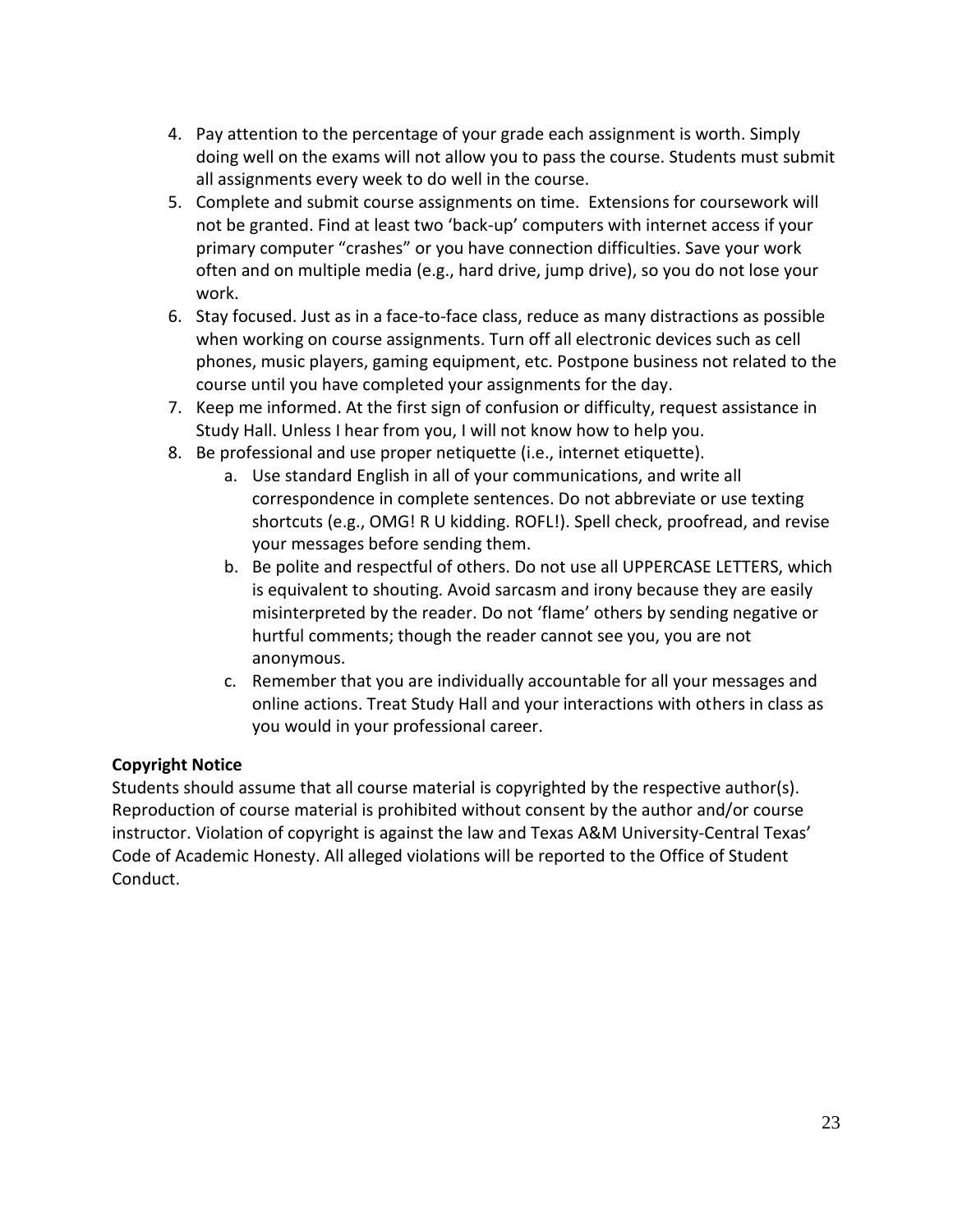4. Pay attention to the percentage of your grade each assignment is worth. Simply doing well on the exams will not allow you to pass the course. Students must submit all assignments every week to do well in the course.
5. Complete and submit course assignments on time. Extensions for coursework will not be granted. Find at least two 'back-up' computers with internet access if your primary computer "crashes" or you have connection difficulties. Save your work often and on multiple media (e.g., hard drive, jump drive), so you do not lose your work.
6. Stay focused. Just as in a face-to-face class, reduce as many distractions as possible when working on course assignments. Turn off all electronic devices such as cell phones, music players, gaming equipment, etc. Postpone business not related to the course until you have completed your assignments for the day.
7. Keep me informed. At the first sign of confusion or difficulty, request assistance in Study Hall. Unless I hear from you, I will not know how to help you.
8. Be professional and use proper netiquette (i.e., internet etiquette).
    a. Use standard English in all of your communications, and write all correspondence in complete sentences. Do not abbreviate or use texting shortcuts (e.g., OMG! R U kidding. ROFL!). Spell check, proofread, and revise your messages before sending them.
    b. Be polite and respectful of others. Do not use all UPPERCASE LETTERS, which is equivalent to shouting. Avoid sarcasm and irony because they are easily misinterpreted by the reader. Do not 'flame' others by sending negative or hurtful comments; though the reader cannot see you, you are not anonymous.
    c. Remember that you are individually accountable for all your messages and online actions. Treat Study Hall and your interactions with others in class as you would in your professional career.

**Copyright Notice**

Students should assume that all course material is copyrighted by the respective author(s). Reproduction of course material is prohibited without consent by the author and/or course instructor. Violation of copyright is against the law and Texas A&M University-Central Texas' Code of Academic Honesty. All alleged violations will be reported to the Office of Student Conduct.